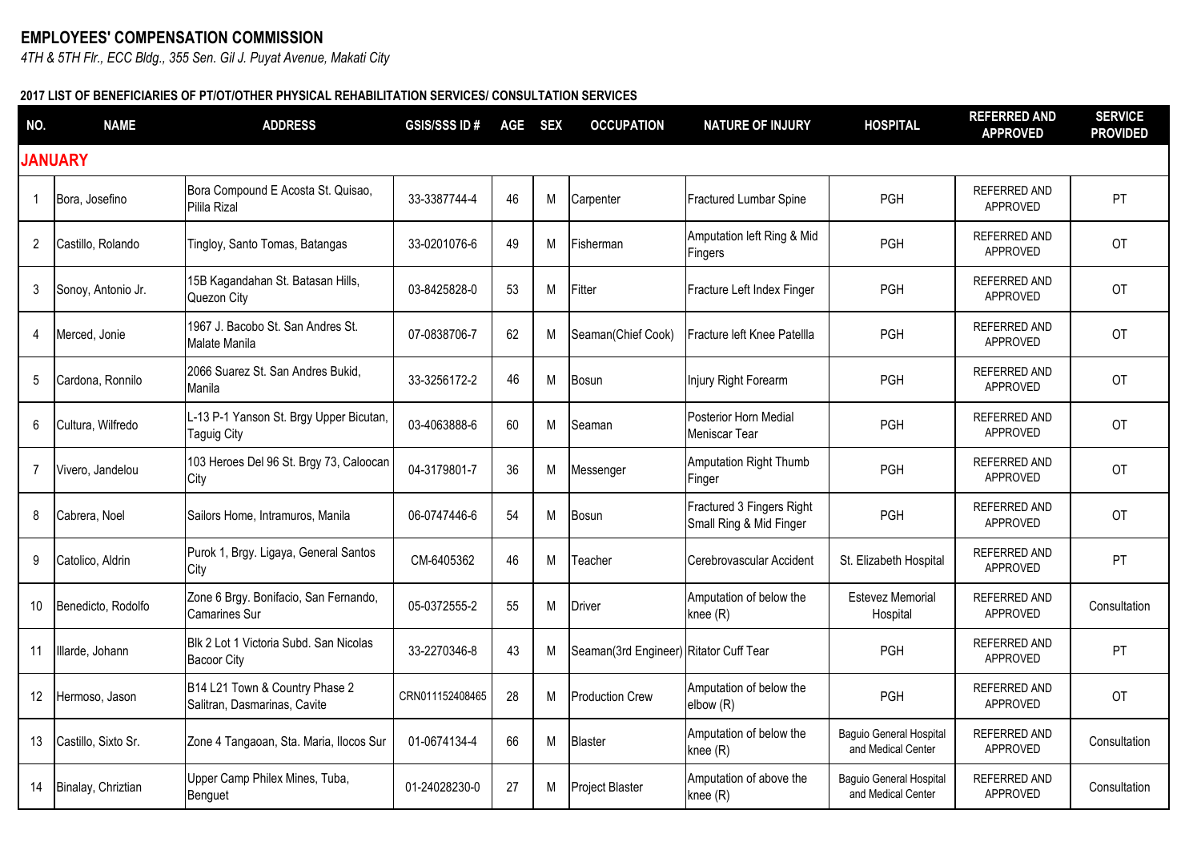# EMPLOYEES' COMPENSATION COMMISSION

*4TH & 5TH Flr., ECC Bldg., 355 Sen. Gil J. Puyat Avenue, Makati City*

**2017 LIST OF BENEFICIARIES OF PT/OT/OTHER PHYSICAL REHABILITATION SERVICES/ CONSULTATION SERVICES**

| NO. | NAME | ADDRESS | GSIS/SSS ID # | AGE | SEX | OCCUPATION | NATURE OF INJURY | HOSPITAL | REFERRED AND APPROVED | SERVICE PROVIDED |
|---|---|---|---|---|---|---|---|---|---|---|
| **JANUARY** | | | | | | | | | | |
| 1 | Bora, Josefino | Bora Compound E Acosta St. Quisao, Pilila Rizal | 33-3387744-4 | 46 | M | Carpenter | Fractured Lumbar Spine | PGH | REFERRED AND APPROVED | PT |
| 2 | Castillo, Rolando | Tingloy, Santo Tomas, Batangas | 33-0201076-6 | 49 | M | Fisherman | Amputation left Ring & Mid Fingers | PGH | REFERRED AND APPROVED | OT |
| 3 | Sonoy, Antonio Jr. | 15B Kagandahan St. Batasan Hills, Quezon City | 03-8425828-0 | 53 | M | Fitter | Fracture Left Index Finger | PGH | REFERRED AND APPROVED | OT |
| 4 | Merced, Jonie | 1967 J. Bacobo St. San Andres St. Malate Manila | 07-0838706-7 | 62 | M | Seaman(Chief Cook) | Fracture left Knee Patellla | PGH | REFERRED AND APPROVED | OT |
| 5 | Cardona, Ronnilo | 2066 Suarez St. San Andres Bukid, Manila | 33-3256172-2 | 46 | M | Bosun | Injury Right Forearm | PGH | REFERRED AND APPROVED | OT |
| 6 | Cultura, Wilfredo | L-13 P-1 Yanson St. Brgy Upper Bicutan, Taguig City | 03-4063888-6 | 60 | M | Seaman | Posterior Horn Medial Meniscar Tear | PGH | REFERRED AND APPROVED | OT |
| 7 | Vivero, Jandelou | 103 Heroes Del 96 St. Brgy 73, Caloocan City | 04-3179801-7 | 36 | M | Messenger | Amputation Right Thumb Finger | PGH | REFERRED AND APPROVED | OT |
| 8 | Cabrera, Noel | Sailors Home, Intramuros, Manila | 06-0747446-6 | 54 | M | Bosun | Fractured 3 Fingers Right Small Ring & Mid Finger | PGH | REFERRED AND APPROVED | OT |
| 9 | Catolico, Aldrin | Purok 1, Brgy. Ligaya, General Santos City | CM-6405362 | 46 | M | Teacher | Cerebrovascular Accident | St. Elizabeth Hospital | REFERRED AND APPROVED | PT |
| 10 | Benedicto, Rodolfo | Zone 6 Brgy. Bonifacio, San Fernando, Camarines Sur | 05-0372555-2 | 55 | M | Driver | Amputation of below the knee (R) | Estevez Memorial Hospital | REFERRED AND APPROVED | Consultation |
| 11 | Illarde, Johann | Blk 2 Lot 1 Victoria Subd. San Nicolas Bacoor City | 33-2270346-8 | 43 | M | Seaman(3rd Engineer) | Ritator Cuff Tear | PGH | REFERRED AND APPROVED | PT |
| 12 | Hermoso, Jason | B14 L21 Town & Country Phase 2 Salitran, Dasmarinas, Cavite | CRN011152408465 | 28 | M | Production Crew | Amputation of below the elbow (R) | PGH | REFERRED AND APPROVED | OT |
| 13 | Castillo, Sixto Sr. | Zone 4 Tangaoan, Sta. Maria, Ilocos Sur | 01-0674134-4 | 66 | M | Blaster | Amputation of below the knee (R) | Baguio General Hospital and Medical Center | REFERRED AND APPROVED | Consultation |
| 14 | Binalay, Chriztian | Upper Camp Philex Mines, Tuba, Benguet | 01-24028230-0 | 27 | M | Project Blaster | Amputation of above the knee (R) | Baguio General Hospital and Medical Center | REFERRED AND APPROVED | Consultation |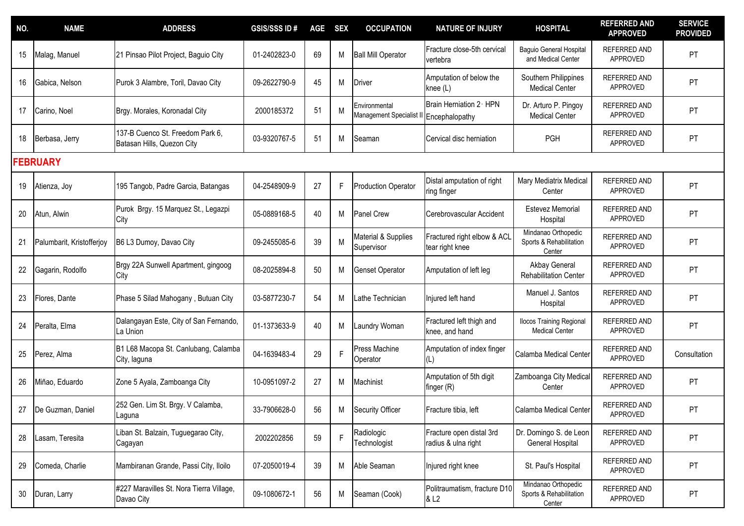| NO. | NAME | ADDRESS | GSIS/SSS ID # | AGE | SEX | OCCUPATION | NATURE OF INJURY | HOSPITAL | REFERRED AND APPROVED | SERVICE PROVIDED |
|---|---|---|---|---|---|---|---|---|---|---|
| 15 | Malag, Manuel | 21 Pinsao Pilot Project, Baguio City | 01-2402823-0 | 69 | M | Ball Mill Operator | Fracture close-5th cervical vertebra | Baguio General Hospital and Medical Center | REFERRED AND APPROVED | PT |
| 16 | Gabica, Nelson | Purok 3 Alambre, Toril, Davao City | 09-2622790-9 | 45 | M | Driver | Amputation of below the knee (L) | Southern Philippines Medical Center | REFERRED AND APPROVED | PT |
| 17 | Carino, Noel | Brgy. Morales, Koronadal City | 2000185372 | 51 | M | Environmental Management Specialist II | Brain Herniation 2· HPN Encephalopathy | Dr. Arturo P. Pingoy Medical Center | REFERRED AND APPROVED | PT |
| 18 | Berbasa, Jerry | 137-B Cuenco St. Freedom Park 6, Batasan Hills, Quezon City | 03-9320767-5 | 51 | M | Seaman | Cervical disc herniation | PGH | REFERRED AND APPROVED | PT |
| **FEBRUARY** | | | | | | | | | | |
| 19 | Atienza, Joy | 195 Tangob, Padre Garcia, Batangas | 04-2548909-9 | 27 | F | Production Operator | Distal amputation of right ring finger | Mary Mediatrix Medical Center | REFERRED AND APPROVED | PT |
| 20 | Atun, Alwin | Purok Brgy. 15 Marquez St., Legazpi City | 05-0889168-5 | 40 | M | Panel Crew | Cerebrovascular Accident | Estevez Memorial Hospital | REFERRED AND APPROVED | PT |
| 21 | Palumbarit, Kristofferjoy | B6 L3 Dumoy, Davao City | 09-2455085-6 | 39 | M | Material & Supplies Supervisor | Fractured right elbow & ACL tear right knee | Mindanao Orthopedic Sports & Rehabilitation Center | REFERRED AND APPROVED | PT |
| 22 | Gagarin, Rodolfo | Brgy 22A Sunwell Apartment, gingoog City | 08-2025894-8 | 50 | M | Genset Operator | Amputation of left leg | Akbay General Rehabilitation Center | REFERRED AND APPROVED | PT |
| 23 | Flores, Dante | Phase 5 Silad Mahogany , Butuan City | 03-5877230-7 | 54 | M | Lathe Technician | Injured left hand | Manuel J. Santos Hospital | REFERRED AND APPROVED | PT |
| 24 | Peralta, Elma | Dalangayan Este, City of San Fernando, La Union | 01-1373633-9 | 40 | M | Laundry Woman | Fractured left thigh and knee, and hand | Ilocos Training Regional Medical Center | REFERRED AND APPROVED | PT |
| 25 | Perez, Alma | B1 L68 Macopa St. Canlubang, Calamba City, laguna | 04-1639483-4 | 29 | F | Press Machine Operator | Amputation of index finger (L) | Calamba Medical Center | REFERRED AND APPROVED | Consultation |
| 26 | Miñao, Eduardo | Zone 5 Ayala, Zamboanga City | 10-0951097-2 | 27 | M | Machinist | Amputation of 5th digit finger (R) | Zamboanga City Medical Center | REFERRED AND APPROVED | PT |
| 27 | De Guzman, Daniel | 252 Gen. Lim St. Brgy. V Calamba, Laguna | 33-7906628-0 | 56 | M | Security Officer | Fracture tibia, left | Calamba Medical Center | REFERRED AND APPROVED | PT |
| 28 | Lasam, Teresita | Liban St. Balzain, Tuguegarao City, Cagayan | 2002202856 | 59 | F | Radiologic Technologist | Fracture open distal 3rd radius & ulna right | Dr. Domingo S. de Leon General Hospital | REFERRED AND APPROVED | PT |
| 29 | Comeda, Charlie | Mambiranan Grande, Passi City, Iloilo | 07-2050019-4 | 39 | M | Able Seaman | Injured right knee | St. Paul's Hospital | REFERRED AND APPROVED | PT |
| 30 | Duran, Larry | #227 Maravilles St. Nora Tierra Village, Davao City | 09-1080672-1 | 56 | M | Seaman (Cook) | Politraumatism, fracture D10 & L2 | Mindanao Orthopedic Sports & Rehabilitation Center | REFERRED AND APPROVED | PT |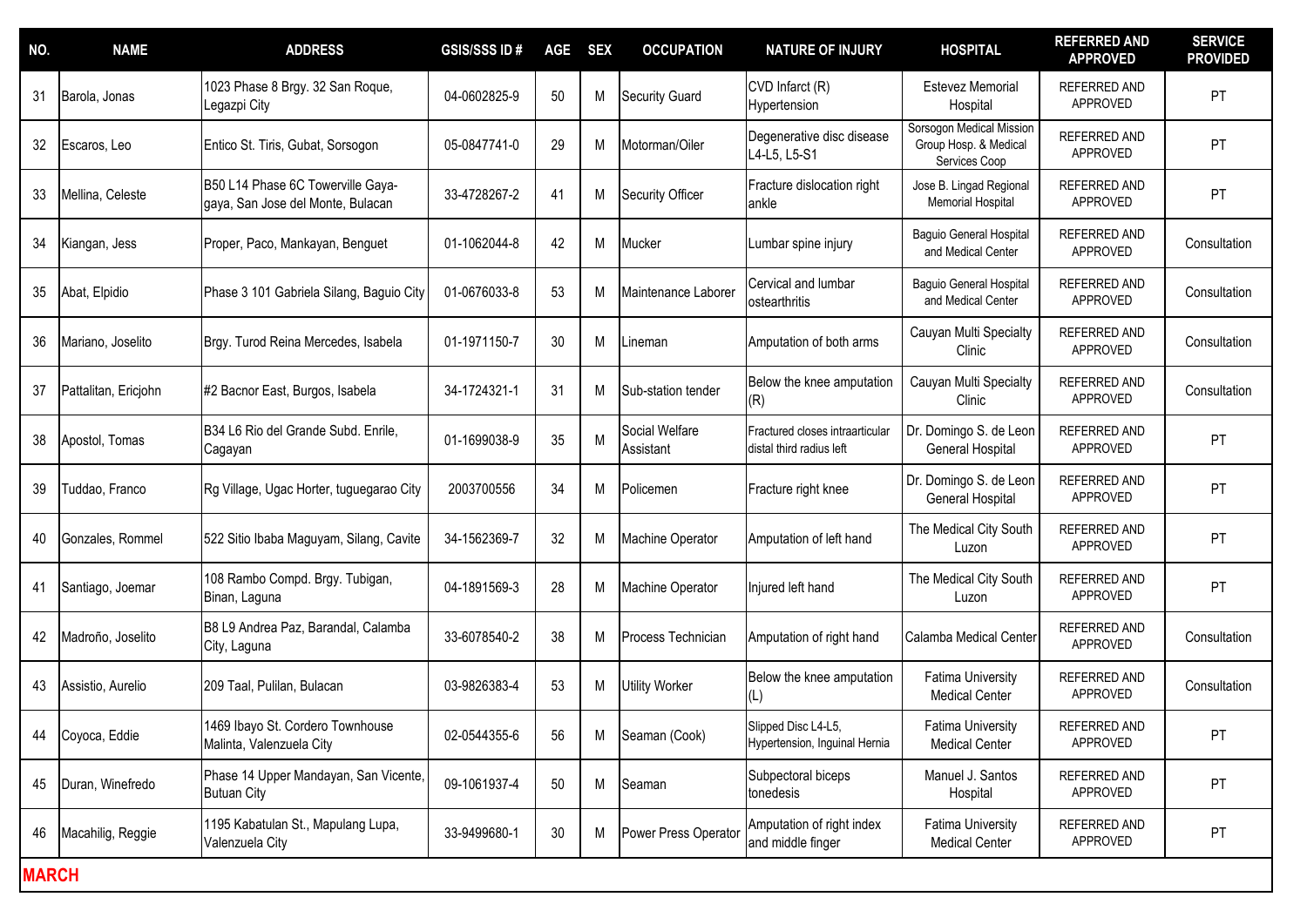| NO. | NAME | ADDRESS | GSIS/SSS ID # | AGE | SEX | OCCUPATION | NATURE OF INJURY | HOSPITAL | REFERRED AND APPROVED | SERVICE PROVIDED |
|---|---|---|---|---|---|---|---|---|---|---|
| 31 | Barola, Jonas | 1023 Phase 8 Brgy. 32 San Roque, Legazpi City | 04-0602825-9 | 50 | M | Security Guard | CVD Infarct (R) Hypertension | Estevez Memorial Hospital | REFERRED AND APPROVED | PT |
| 32 | Escaros, Leo | Entico St. Tiris, Gubat, Sorsogon | 05-0847741-0 | 29 | M | Motorman/Oiler | Degenerative disc disease L4-L5, L5-S1 | Sorsogon Medical Mission Group Hosp. & Medical Services Coop | REFERRED AND APPROVED | PT |
| 33 | Mellina, Celeste | B50 L14 Phase 6C Towerville Gaya-gaya, San Jose del Monte, Bulacan | 33-4728267-2 | 41 | M | Security Officer | Fracture dislocation right ankle | Jose B. Lingad Regional Memorial Hospital | REFERRED AND APPROVED | PT |
| 34 | Kiangan, Jess | Proper, Paco, Mankayan, Benguet | 01-1062044-8 | 42 | M | Mucker | Lumbar spine injury | Baguio General Hospital and Medical Center | REFERRED AND APPROVED | Consultation |
| 35 | Abat, Elpidio | Phase 3 101 Gabriela Silang, Baguio City | 01-0676033-8 | 53 | M | Maintenance Laborer | Cervical and lumbar ostearthritis | Baguio General Hospital and Medical Center | REFERRED AND APPROVED | Consultation |
| 36 | Mariano, Joselito | Brgy. Turod Reina Mercedes, Isabela | 01-1971150-7 | 30 | M | Lineman | Amputation of both arms | Cauyan Multi Specialty Clinic | REFERRED AND APPROVED | Consultation |
| 37 | Pattalitan, Ericjohn | #2 Bacnor East, Burgos, Isabela | 34-1724321-1 | 31 | M | Sub-station tender | Below the knee amputation (R) | Cauyan Multi Specialty Clinic | REFERRED AND APPROVED | Consultation |
| 38 | Apostol, Tomas | B34 L6 Rio del Grande Subd. Enrile, Cagayan | 01-1699038-9 | 35 | M | Social Welfare Assistant | Fractured closes intraarticular distal third radius left | Dr. Domingo S. de Leon General Hospital | REFERRED AND APPROVED | PT |
| 39 | Tuddao, Franco | Rg Village, Ugac Horter, tuguegarao City | 2003700556 | 34 | M | Policemen | Fracture right knee | Dr. Domingo S. de Leon General Hospital | REFERRED AND APPROVED | PT |
| 40 | Gonzales, Rommel | 522 Sitio Ibaba Maguyam, Silang, Cavite | 34-1562369-7 | 32 | M | Machine Operator | Amputation of left hand | The Medical City South Luzon | REFERRED AND APPROVED | PT |
| 41 | Santiago, Joemar | 108 Rambo Compd. Brgy. Tubigan, Binan, Laguna | 04-1891569-3 | 28 | M | Machine Operator | Injured left hand | The Medical City South Luzon | REFERRED AND APPROVED | PT |
| 42 | Madroño, Joselito | B8 L9 Andrea Paz, Barandal, Calamba City, Laguna | 33-6078540-2 | 38 | M | Process Technician | Amputation of right hand | Calamba Medical Center | REFERRED AND APPROVED | Consultation |
| 43 | Assistio, Aurelio | 209 Taal, Pulilan, Bulacan | 03-9826383-4 | 53 | M | Utility Worker | Below the knee amputation (L) | Fatima University Medical Center | REFERRED AND APPROVED | Consultation |
| 44 | Coyoca, Eddie | 1469 Ibayo St. Cordero Townhouse Malinta, Valenzuela City | 02-0544355-6 | 56 | M | Seaman (Cook) | Slipped Disc L4-L5, Hypertension, Inguinal Hernia | Fatima University Medical Center | REFERRED AND APPROVED | PT |
| 45 | Duran, Winefredo | Phase 14 Upper Mandayan, San Vicente, Butuan City | 09-1061937-4 | 50 | M | Seaman | Subpectoral biceps tonedesis | Manuel J. Santos Hospital | REFERRED AND APPROVED | PT |
| 46 | Macahilig, Reggie | 1195 Kabatulan St., Mapulang Lupa, Valenzuela City | 33-9499680-1 | 30 | M | Power Press Operator | Amputation of right index and middle finger | Fatima University Medical Center | REFERRED AND APPROVED | PT |

**MARCH**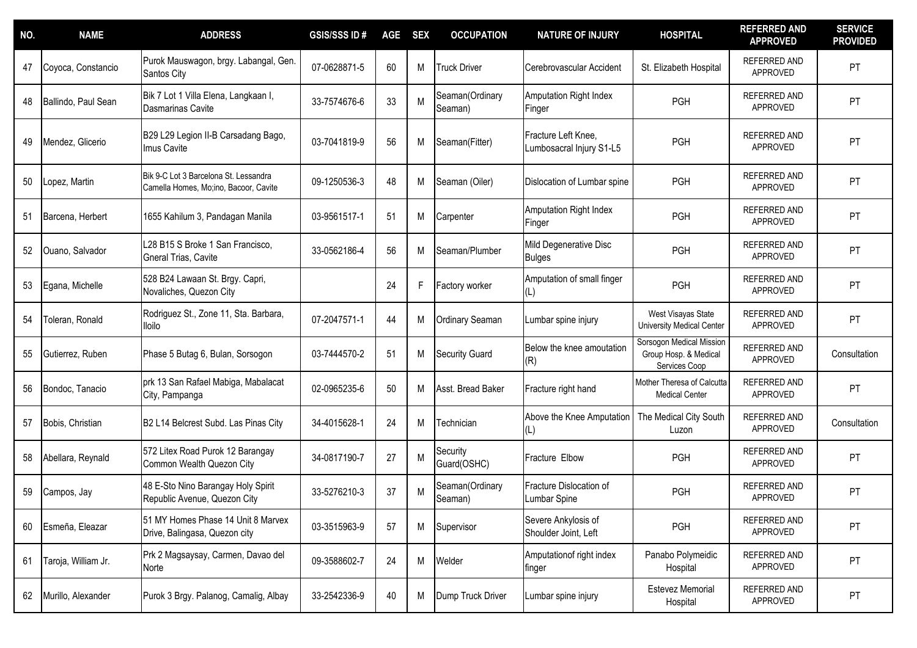| NO. | NAME | ADDRESS | GSIS/SSS ID # | AGE | SEX | OCCUPATION | NATURE OF INJURY | HOSPITAL | REFERRED AND APPROVED | SERVICE PROVIDED |
|---|---|---|---|---|---|---|---|---|---|---|
| 47 | Coyoca, Constancio | Purok Mauswagon, brgy. Labangal, Gen. Santos City | 07-0628871-5 | 60 | M | Truck Driver | Cerebrovascular Accident | St. Elizabeth Hospital | REFERRED AND APPROVED | PT |
| 48 | Ballindo, Paul Sean | Bik 7 Lot 1 Villa Elena, Langkaan I, Dasmarinas Cavite | 33-7574676-6 | 33 | M | Seaman(Ordinary Seaman) | Amputation Right Index Finger | PGH | REFERRED AND APPROVED | PT |
| 49 | Mendez, Glicerio | B29 L29 Legion II-B Carsadang Bago, Imus Cavite | 03-7041819-9 | 56 | M | Seaman(Fitter) | Fracture Left Knee, Lumbosacral Injury S1-L5 | PGH | REFERRED AND APPROVED | PT |
| 50 | Lopez, Martin | Bik 9-C Lot 3 Barcelona St. Lessandra Camella Homes, Mo;ino, Bacoor, Cavite | 09-1250536-3 | 48 | M | Seaman (Oiler) | Dislocation of Lumbar spine | PGH | REFERRED AND APPROVED | PT |
| 51 | Barcena, Herbert | 1655 Kahilum 3, Pandagan Manila | 03-9561517-1 | 51 | M | Carpenter | Amputation Right Index Finger | PGH | REFERRED AND APPROVED | PT |
| 52 | Ouano, Salvador | L28 B15 S Broke 1 San Francisco, Gneral Trias, Cavite | 33-0562186-4 | 56 | M | Seaman/Plumber | Mild Degenerative Disc Bulges | PGH | REFERRED AND APPROVED | PT |
| 53 | Egana, Michelle | 528 B24 Lawaan St. Brgy. Capri, Novaliches, Quezon City | | 24 | F | Factory worker | Amputation of small finger (L) | PGH | REFERRED AND APPROVED | PT |
| 54 | Toleran, Ronald | Rodriguez St., Zone 11, Sta. Barbara, Iloilo | 07-2047571-1 | 44 | M | Ordinary Seaman | Lumbar spine injury | West Visayas State University Medical Center | REFERRED AND APPROVED | PT |
| 55 | Gutierrez, Ruben | Phase 5 Butag 6, Bulan, Sorsogon | 03-7444570-2 | 51 | M | Security Guard | Below the knee amoutation (R) | Sorsogon Medical Mission Group Hosp. & Medical Services Coop | REFERRED AND APPROVED | Consultation |
| 56 | Bondoc, Tanacio | prk 13 San Rafael Mabiga, Mabalacat City, Pampanga | 02-0965235-6 | 50 | M | Asst. Bread Baker | Fracture right hand | Mother Theresa of Calcutta Medical Center | REFERRED AND APPROVED | PT |
| 57 | Bobis, Christian | B2 L14 Belcrest Subd. Las Pinas City | 34-4015628-1 | 24 | M | Technician | Above the Knee Amputation (L) | The Medical City South Luzon | REFERRED AND APPROVED | Consultation |
| 58 | Abellara, Reynald | 572 Litex Road Purok 12 Barangay Common Wealth Quezon City | 34-0817190-7 | 27 | M | Security Guard(OSHC) | Fracture Elbow | PGH | REFERRED AND APPROVED | PT |
| 59 | Campos, Jay | 48 E-Sto Nino Barangay Holy Spirit Republic Avenue, Quezon City | 33-5276210-3 | 37 | M | Seaman(Ordinary Seaman) | Fracture Dislocation of Lumbar Spine | PGH | REFERRED AND APPROVED | PT |
| 60 | Esmeña, Eleazar | 51 MY Homes Phase 14 Unit 8 Marvex Drive, Balingasa, Quezon city | 03-3515963-9 | 57 | M | Supervisor | Severe Ankylosis of Shoulder Joint, Left | PGH | REFERRED AND APPROVED | PT |
| 61 | Taroja, William Jr. | Prk 2 Magsaysay, Carmen, Davao del Norte | 09-3588602-7 | 24 | M | Welder | Amputationof right index finger | Panabo Polymeidic Hospital | REFERRED AND APPROVED | PT |
| 62 | Murillo, Alexander | Purok 3 Brgy. Palanog, Camalig, Albay | 33-2542336-9 | 40 | M | Dump Truck Driver | Lumbar spine injury | Estevez Memorial Hospital | REFERRED AND APPROVED | PT |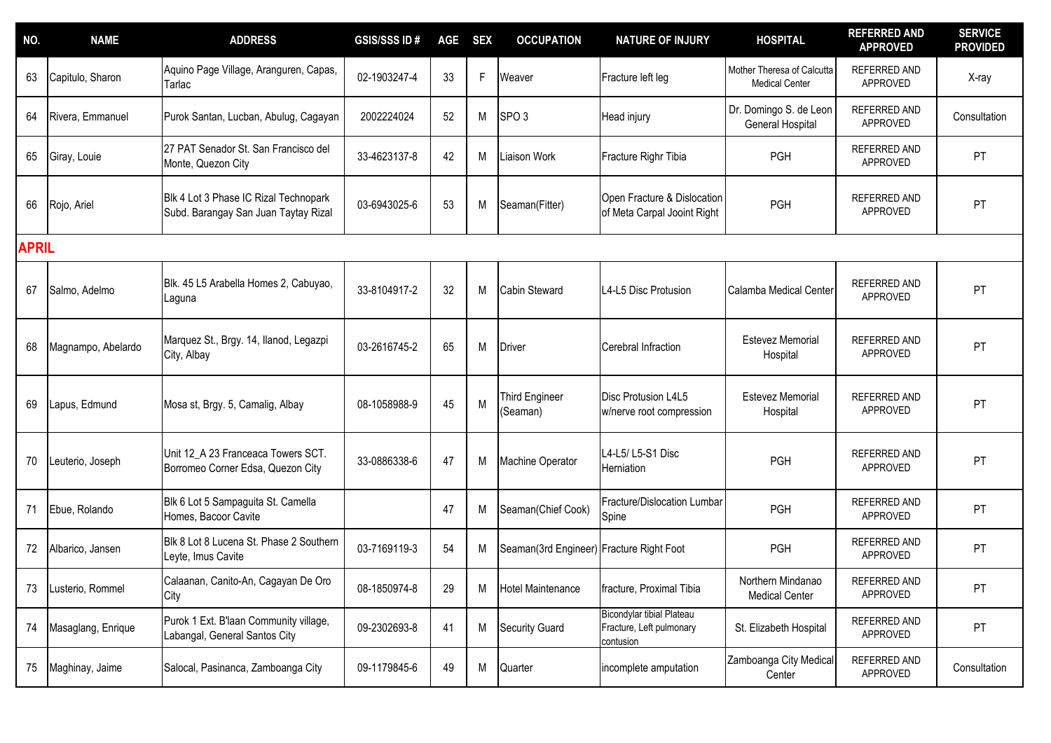| NO. | NAME | ADDRESS | GSIS/SSS ID # | AGE | SEX | OCCUPATION | NATURE OF INJURY | HOSPITAL | REFERRED AND APPROVED | SERVICE PROVIDED |
|---|---|---|---|---|---|---|---|---|---|---|
| 63 | Capitulo, Sharon | Aquino Page Village, Aranguren, Capas, Tarlac | 02-1903247-4 | 33 | F | Weaver | Fracture left leg | Mother Theresa of Calcutta Medical Center | REFERRED AND APPROVED | X-ray |
| 64 | Rivera, Emmanuel | Purok Santan, Lucban, Abulug, Cagayan | 2002224024 | 52 | M | SPO 3 | Head injury | Dr. Domingo S. de Leon General Hospital | REFERRED AND APPROVED | Consultation |
| 65 | Giray, Louie | 27 PAT Senador St. San Francisco del Monte, Quezon City | 33-4623137-8 | 42 | M | Liaison Work | Fracture Righr Tibia | PGH | REFERRED AND APPROVED | PT |
| 66 | Rojo, Ariel | Blk 4 Lot 3 Phase IC Rizal Technopark Subd. Barangay San Juan Taytay Rizal | 03-6943025-6 | 53 | M | Seaman(Fitter) | Open Fracture & Dislocation of Meta Carpal Jooint Right | PGH | REFERRED AND APPROVED | PT |
| **APRIL** | | | | | | | | | | |
| 67 | Salmo, Adelmo | Blk. 45 L5 Arabella Homes 2, Cabuyao, Laguna | 33-8104917-2 | 32 | M | Cabin Steward | L4-L5 Disc Protusion | Calamba Medical Center | REFERRED AND APPROVED | PT |
| 68 | Magnampo, Abelardo | Marquez St., Brgy. 14, Ilanod, Legazpi City, Albay | 03-2616745-2 | 65 | M | Driver | Cerebral Infraction | Estevez Memorial Hospital | REFERRED AND APPROVED | PT |
| 69 | Lapus, Edmund | Mosa st, Brgy. 5, Camalig, Albay | 08-1058988-9 | 45 | M | Third Engineer (Seaman) | Disc Protusion L4L5 w/nerve root compression | Estevez Memorial Hospital | REFERRED AND APPROVED | PT |
| 70 | Leuterio, Joseph | Unit 12_A 23 Franceaca Towers SCT. Borromeo Corner Edsa, Quezon City | 33-0886338-6 | 47 | M | Machine Operator | L4-L5/ L5-S1 Disc Herniation | PGH | REFERRED AND APPROVED | PT |
| 71 | Ebue, Rolando | Blk 6 Lot 5 Sampaguita St. Camella Homes, Bacoor Cavite | | 47 | M | Seaman(Chief Cook) | Fracture/Dislocation Lumbar Spine | PGH | REFERRED AND APPROVED | PT |
| 72 | Albarico, Jansen | Blk 8 Lot 8 Lucena St. Phase 2 Southern Leyte, Imus Cavite | 03-7169119-3 | 54 | M | Seaman(3rd Engineer) | Fracture Right Foot | PGH | REFERRED AND APPROVED | PT |
| 73 | Lusterio, Rommel | Calaanan, Canito-An, Cagayan De Oro City | 08-1850974-8 | 29 | M | Hotel Maintenance | fracture, Proximal Tibia | Northern Mindanao Medical Center | REFERRED AND APPROVED | PT |
| 74 | Masaglang, Enrique | Purok 1 Ext. B'laan Community village, Labangal, General Santos City | 09-2302693-8 | 41 | M | Security Guard | Bicondylar tibial Plateau Fracture, Left pulmonary contusion | St. Elizabeth Hospital | REFERRED AND APPROVED | PT |
| 75 | Maghinay, Jaime | Salocal, Pasinanca, Zamboanga City | 09-1179845-6 | 49 | M | Quarter | incomplete amputation | Zamboanga City Medical Center | REFERRED AND APPROVED | Consultation |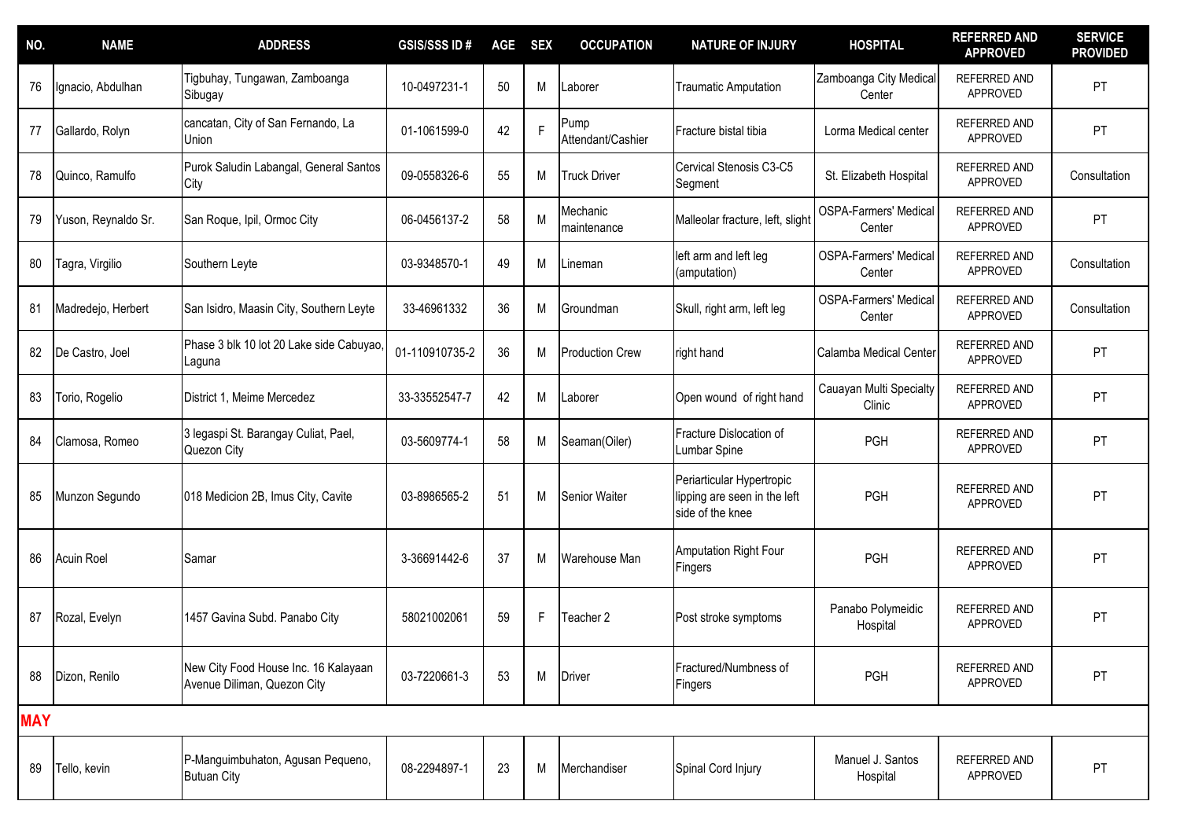| NO. | NAME | ADDRESS | GSIS/SSS ID # | AGE | SEX | OCCUPATION | NATURE OF INJURY | HOSPITAL | REFERRED AND APPROVED | SERVICE PROVIDED |
|---|---|---|---|---|---|---|---|---|---|---|
| 76 | Ignacio, Abdulhan | Tigbuhay, Tungawan, Zamboanga Sibugay | 10-0497231-1 | 50 | M | Laborer | Traumatic Amputation | Zamboanga City Medical Center | REFERRED AND APPROVED | PT |
| 77 | Gallardo, Rolyn | cancatan, City of San Fernando, La Union | 01-1061599-0 | 42 | F | Pump Attendant/Cashier | Fracture bistal tibia | Lorma Medical center | REFERRED AND APPROVED | PT |
| 78 | Quinco, Ramulfo | Purok Saludin Labangal, General Santos City | 09-0558326-6 | 55 | M | Truck Driver | Cervical Stenosis C3-C5 Segment | St. Elizabeth Hospital | REFERRED AND APPROVED | Consultation |
| 79 | Yuson, Reynaldo Sr. | San Roque, Ipil, Ormoc City | 06-0456137-2 | 58 | M | Mechanic maintenance | Malleolar fracture, left, slight | OSPA-Farmers' Medical Center | REFERRED AND APPROVED | PT |
| 80 | Tagra, Virgilio | Southern Leyte | 03-9348570-1 | 49 | M | Lineman | left arm and left leg (amputation) | OSPA-Farmers' Medical Center | REFERRED AND APPROVED | Consultation |
| 81 | Madredejo, Herbert | San Isidro, Maasin City, Southern Leyte | 33-46961332 | 36 | M | Groundman | Skull, right arm, left leg | OSPA-Farmers' Medical Center | REFERRED AND APPROVED | Consultation |
| 82 | De Castro, Joel | Phase 3 blk 10 lot 20 Lake side Cabuyao, Laguna | 01-110910735-2 | 36 | M | Production Crew | right hand | Calamba Medical Center | REFERRED AND APPROVED | PT |
| 83 | Torio, Rogelio | District 1, Meime Mercedez | 33-33552547-7 | 42 | M | Laborer | Open wound of right hand | Cauayan Multi Specialty Clinic | REFERRED AND APPROVED | PT |
| 84 | Clamosa, Romeo | 3 legaspi St. Barangay Culiat, Pael, Quezon City | 03-5609774-1 | 58 | M | Seaman(Oiler) | Fracture Dislocation of Lumbar Spine | PGH | REFERRED AND APPROVED | PT |
| 85 | Munzon Segundo | 018 Medicion 2B, Imus City, Cavite | 03-8986565-2 | 51 | M | Senior Waiter | Periarticular Hypertropic lipping are seen in the left side of the knee | PGH | REFERRED AND APPROVED | PT |
| 86 | Acuin Roel | Samar | 3-36691442-6 | 37 | M | Warehouse Man | Amputation Right Four Fingers | PGH | REFERRED AND APPROVED | PT |
| 87 | Rozal, Evelyn | 1457 Gavina Subd. Panabo City | 58021002061 | 59 | F | Teacher 2 | Post stroke symptoms | Panabo Polymeidic Hospital | REFERRED AND APPROVED | PT |
| 88 | Dizon, Renilo | New City Food House Inc. 16 Kalayaan Avenue Diliman, Quezon City | 03-7220661-3 | 53 | M | Driver | Fractured/Numbness of Fingers | PGH | REFERRED AND APPROVED | PT |
| **MAY** | | | | | | | | | | |
| 89 | Tello, kevin | P-Manguimbuhaton, Agusan Pequeno, Butuan City | 08-2294897-1 | 23 | M | Merchandiser | Spinal Cord Injury | Manuel J. Santos Hospital | REFERRED AND APPROVED | PT |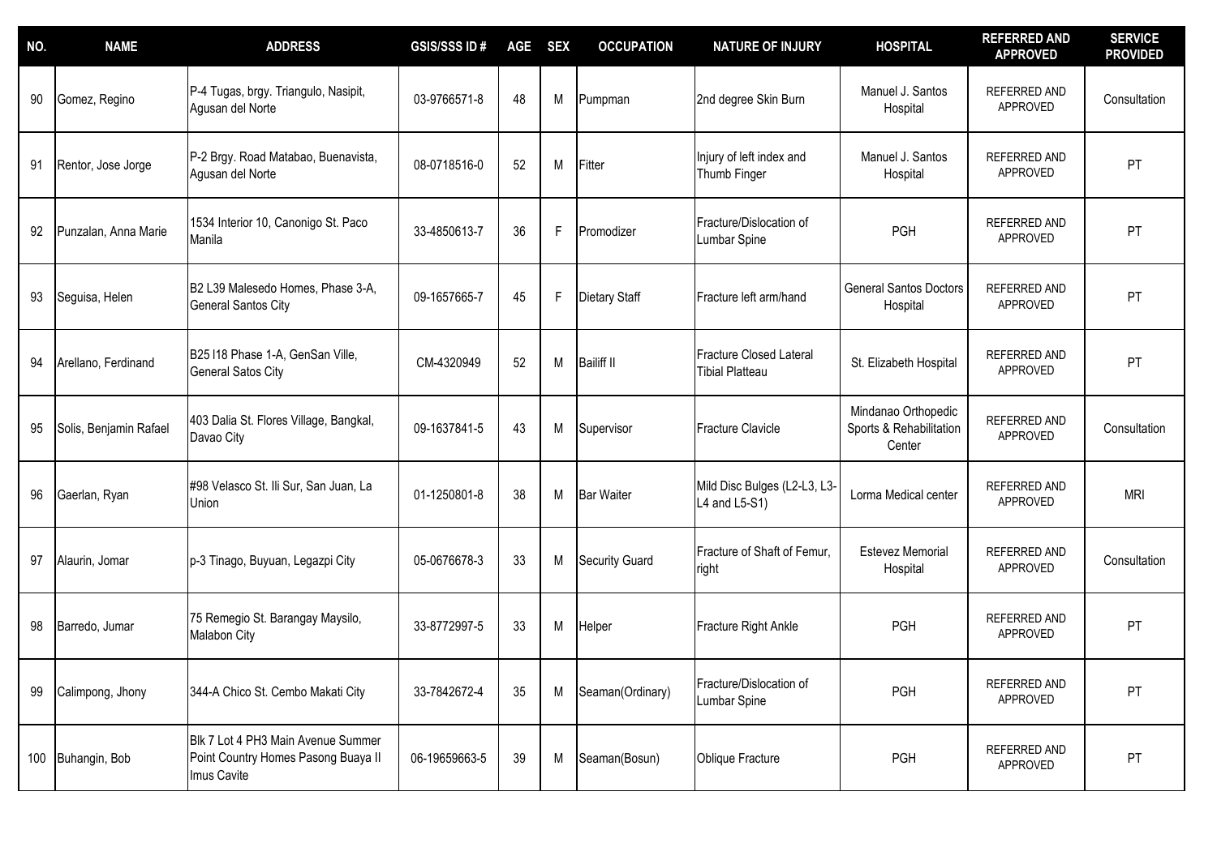| NO. | NAME | ADDRESS | GSIS/SSS ID # | AGE | SEX | OCCUPATION | NATURE OF INJURY | HOSPITAL | REFERRED AND APPROVED | SERVICE PROVIDED |
|---|---|---|---|---|---|---|---|---|---|---|
| 90 | Gomez, Regino | P-4 Tugas, brgy. Triangulo, Nasipit, Agusan del Norte | 03-9766571-8 | 48 | M | Pumpman | 2nd degree Skin Burn | Manuel J. Santos Hospital | REFERRED AND APPROVED | Consultation |
| 91 | Rentor, Jose Jorge | P-2 Brgy. Road Matabao, Buenavista, Agusan del Norte | 08-0718516-0 | 52 | M | Fitter | Injury of left index and Thumb Finger | Manuel J. Santos Hospital | REFERRED AND APPROVED | PT |
| 92 | Punzalan, Anna Marie | 1534 Interior 10, Canonigo St. Paco Manila | 33-4850613-7 | 36 | F | Promodizer | Fracture/Dislocation of Lumbar Spine | PGH | REFERRED AND APPROVED | PT |
| 93 | Seguisa, Helen | B2 L39 Malesedo Homes, Phase 3-A, General Santos City | 09-1657665-7 | 45 | F | Dietary Staff | Fracture left arm/hand | General Santos Doctors Hospital | REFERRED AND APPROVED | PT |
| 94 | Arellano, Ferdinand | B25 l18 Phase 1-A, GenSan Ville, General Satos City | CM-4320949 | 52 | M | Bailiff II | Fracture Closed Lateral Tibial Platteau | St. Elizabeth Hospital | REFERRED AND APPROVED | PT |
| 95 | Solis, Benjamin Rafael | 403 Dalia St. Flores Village, Bangkal, Davao City | 09-1637841-5 | 43 | M | Supervisor | Fracture Clavicle | Mindanao Orthopedic Sports & Rehabilitation Center | REFERRED AND APPROVED | Consultation |
| 96 | Gaerlan, Ryan | #98 Velasco St. Ili Sur, San Juan, La Union | 01-1250801-8 | 38 | M | Bar Waiter | Mild Disc Bulges (L2-L3, L3-L4 and L5-S1) | Lorma Medical center | REFERRED AND APPROVED | MRI |
| 97 | Alaurin, Jomar | p-3 Tinago, Buyuan, Legazpi City | 05-0676678-3 | 33 | M | Security Guard | Fracture of Shaft of Femur, right | Estevez Memorial Hospital | REFERRED AND APPROVED | Consultation |
| 98 | Barredo, Jumar | 75 Remegio St. Barangay Maysilo, Malabon City | 33-8772997-5 | 33 | M | Helper | Fracture Right Ankle | PGH | REFERRED AND APPROVED | PT |
| 99 | Calimpong, Jhony | 344-A Chico St. Cembo Makati City | 33-7842672-4 | 35 | M | Seaman(Ordinary) | Fracture/Dislocation of Lumbar Spine | PGH | REFERRED AND APPROVED | PT |
| 100 | Buhangin, Bob | Blk 7 Lot 4 PH3 Main Avenue Summer Point Country Homes Pasong Buaya II Imus Cavite | 06-19659663-5 | 39 | M | Seaman(Bosun) | Oblique Fracture | PGH | REFERRED AND APPROVED | PT |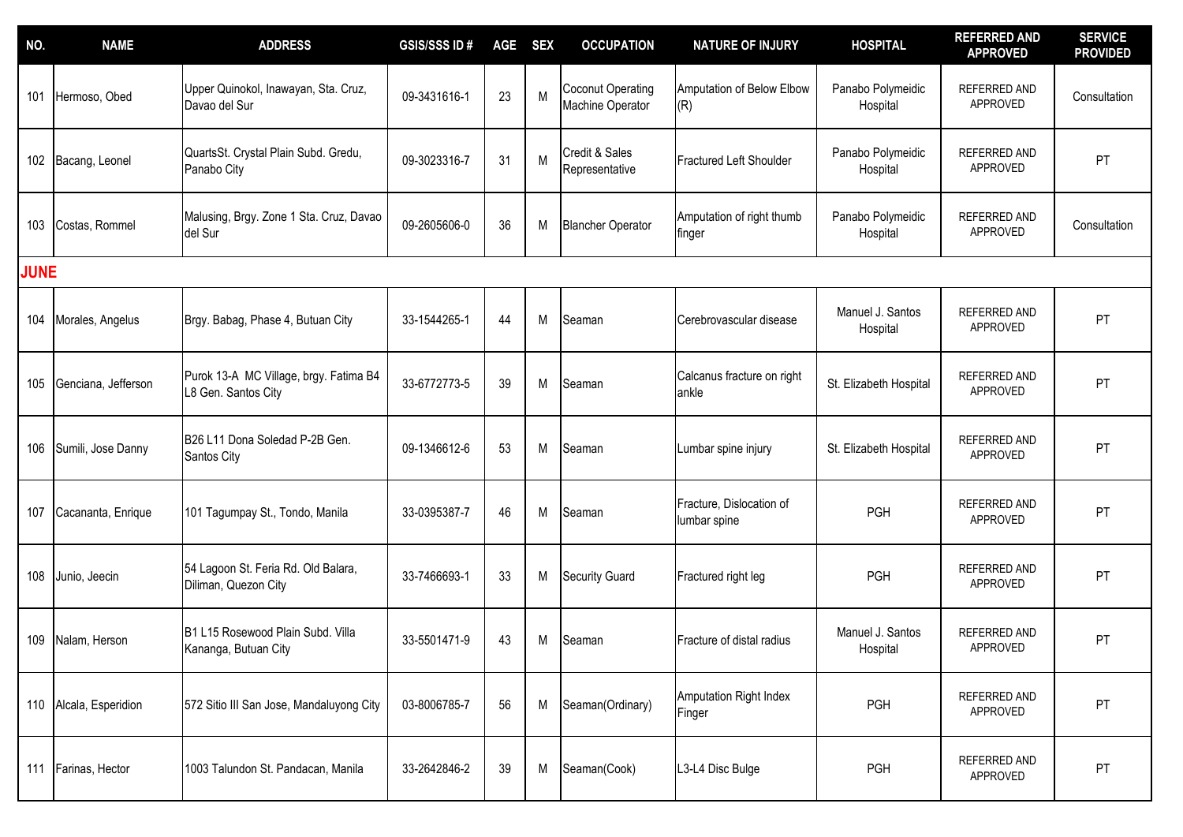| NO. | NAME | ADDRESS | GSIS/SSS ID # | AGE | SEX | OCCUPATION | NATURE OF INJURY | HOSPITAL | REFERRED AND APPROVED | SERVICE PROVIDED |
|---|---|---|---|---|---|---|---|---|---|---|
| 101 | Hermoso, Obed | Upper Quinokol, Inawayan, Sta. Cruz, Davao del Sur | 09-3431616-1 | 23 | M | Coconut Operating Machine Operator | Amputation of Below Elbow (R) | Panabo Polymeidic Hospital | REFERRED AND APPROVED | Consultation |
| 102 | Bacang, Leonel | QuartsSt. Crystal Plain Subd. Gredu, Panabo City | 09-3023316-7 | 31 | M | Credit & Sales Representative | Fractured Left Shoulder | Panabo Polymeidic Hospital | REFERRED AND APPROVED | PT |
| 103 | Costas, Rommel | Malusing, Brgy. Zone 1 Sta. Cruz, Davao del Sur | 09-2605606-0 | 36 | M | Blancher Operator | Amputation of right thumb finger | Panabo Polymeidic Hospital | REFERRED AND APPROVED | Consultation |
| **JUNE** | | | | | | | | | | |
| 104 | Morales, Angelus | Brgy. Babag, Phase 4, Butuan City | 33-1544265-1 | 44 | M | Seaman | Cerebrovascular disease | Manuel J. Santos Hospital | REFERRED AND APPROVED | PT |
| 105 | Genciana, Jefferson | Purok 13-A MC Village, brgy. Fatima B4 L8 Gen. Santos City | 33-6772773-5 | 39 | M | Seaman | Calcanus fracture on right ankle | St. Elizabeth Hospital | REFERRED AND APPROVED | PT |
| 106 | Sumili, Jose Danny | B26 L11 Dona Soledad P-2B Gen. Santos City | 09-1346612-6 | 53 | M | Seaman | Lumbar spine injury | St. Elizabeth Hospital | REFERRED AND APPROVED | PT |
| 107 | Cacananta, Enrique | 101 Tagumpay St., Tondo, Manila | 33-0395387-7 | 46 | M | Seaman | Fracture, Dislocation of lumbar spine | PGH | REFERRED AND APPROVED | PT |
| 108 | Junio, Jeecin | 54 Lagoon St. Feria Rd. Old Balara, Diliman, Quezon City | 33-7466693-1 | 33 | M | Security Guard | Fractured right leg | PGH | REFERRED AND APPROVED | PT |
| 109 | Nalam, Herson | B1 L15 Rosewood Plain Subd. Villa Kananga, Butuan City | 33-5501471-9 | 43 | M | Seaman | Fracture of distal radius | Manuel J. Santos Hospital | REFERRED AND APPROVED | PT |
| 110 | Alcala, Esperidion | 572 Sitio III San Jose, Mandaluyong City | 03-8006785-7 | 56 | M | Seaman(Ordinary) | Amputation Right Index Finger | PGH | REFERRED AND APPROVED | PT |
| 111 | Farinas, Hector | 1003 Talundon St. Pandacan, Manila | 33-2642846-2 | 39 | M | Seaman(Cook) | L3-L4 Disc Bulge | PGH | REFERRED AND APPROVED | PT |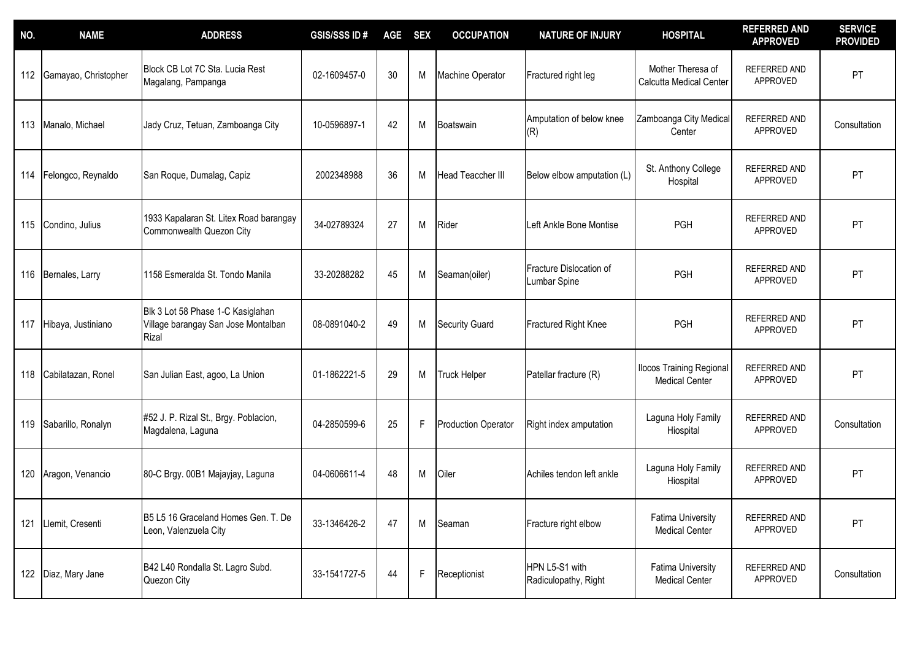| NO. | NAME | ADDRESS | GSIS/SSS ID # | AGE | SEX | OCCUPATION | NATURE OF INJURY | HOSPITAL | REFERRED AND APPROVED | SERVICE PROVIDED |
|---|---|---|---|---|---|---|---|---|---|---|
| 112 | Gamayao, Christopher | Block CB Lot 7C Sta. Lucia Rest Magalang, Pampanga | 02-1609457-0 | 30 | M | Machine Operator | Fractured right leg | Mother Theresa of Calcutta Medical Center | REFERRED AND APPROVED | PT |
| 113 | Manalo, Michael | Jady Cruz, Tetuan, Zamboanga City | 10-0596897-1 | 42 | M | Boatswain | Amputation of below knee (R) | Zamboanga City Medical Center | REFERRED AND APPROVED | Consultation |
| 114 | Felongco, Reynaldo | San Roque, Dumalag, Capiz | 2002348988 | 36 | M | Head Teaccher III | Below elbow amputation (L) | St. Anthony College Hospital | REFERRED AND APPROVED | PT |
| 115 | Condino, Julius | 1933 Kapalaran St. Litex Road barangay Commonwealth Quezon City | 34-02789324 | 27 | M | Rider | Left Ankle Bone Montise | PGH | REFERRED AND APPROVED | PT |
| 116 | Bernales, Larry | 1158 Esmeralda St. Tondo Manila | 33-20288282 | 45 | M | Seaman(oiler) | Fracture Dislocation of Lumbar Spine | PGH | REFERRED AND APPROVED | PT |
| 117 | Hibaya, Justiniano | Blk 3 Lot 58 Phase 1-C Kasiglahan Village barangay San Jose Montalban Rizal | 08-0891040-2 | 49 | M | Security Guard | Fractured Right Knee | PGH | REFERRED AND APPROVED | PT |
| 118 | Cabilatazan, Ronel | San Julian East, agoo, La Union | 01-1862221-5 | 29 | M | Truck Helper | Patellar fracture (R) | Ilocos Training Regional Medical Center | REFERRED AND APPROVED | PT |
| 119 | Sabarillo, Ronalyn | #52 J. P. Rizal St., Brgy. Poblacion, Magdalena, Laguna | 04-2850599-6 | 25 | F | Production Operator | Right index amputation | Laguna Holy Family Hiospital | REFERRED AND APPROVED | Consultation |
| 120 | Aragon, Venancio | 80-C Brgy. 00B1 Majayjay, Laguna | 04-0606611-4 | 48 | M | Oiler | Achiles tendon left ankle | Laguna Holy Family Hiospital | REFERRED AND APPROVED | PT |
| 121 | Llemit, Cresenti | B5 L5 16 Graceland Homes Gen. T. De Leon, Valenzuela City | 33-1346426-2 | 47 | M | Seaman | Fracture right elbow | Fatima University Medical Center | REFERRED AND APPROVED | PT |
| 122 | Diaz, Mary Jane | B42 L40 Rondalla St. Lagro Subd. Quezon City | 33-1541727-5 | 44 | F | Receptionist | HPN L5-S1 with Radiculopathy, Right | Fatima University Medical Center | REFERRED AND APPROVED | Consultation |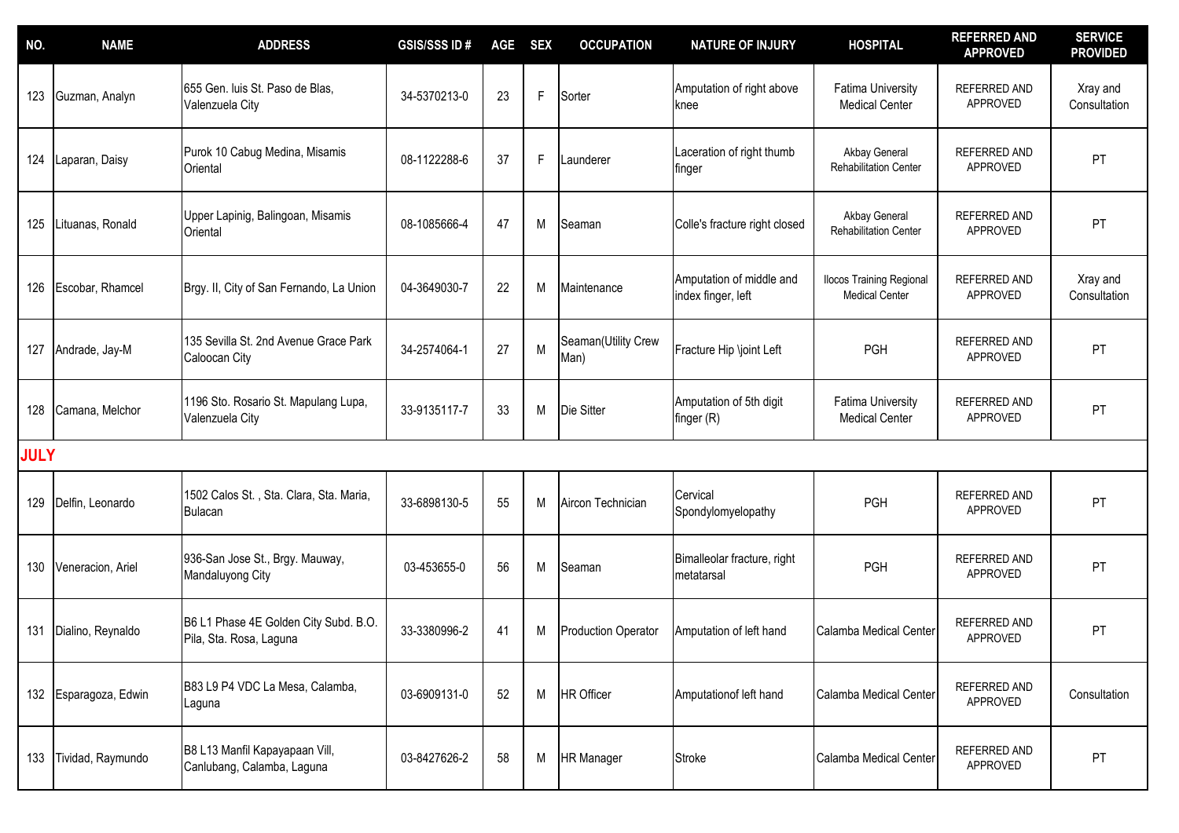| NO. | NAME | ADDRESS | GSIS/SSS ID # | AGE | SEX | OCCUPATION | NATURE OF INJURY | HOSPITAL | REFERRED AND APPROVED | SERVICE PROVIDED |
|---|---|---|---|---|---|---|---|---|---|---|
| 123 | Guzman, Analyn | 655 Gen. luis St. Paso de Blas, Valenzuela City | 34-5370213-0 | 23 | F | Sorter | Amputation of right above knee | Fatima University Medical Center | REFERRED AND APPROVED | Xray and Consultation |
| 124 | Laparan, Daisy | Purok 10 Cabug Medina, Misamis Oriental | 08-1122288-6 | 37 | F | Launderer | Laceration of right thumb finger | Akbay General Rehabilitation Center | REFERRED AND APPROVED | PT |
| 125 | Lituanas, Ronald | Upper Lapinig, Balingoan, Misamis Oriental | 08-1085666-4 | 47 | M | Seaman | Colle's fracture right closed | Akbay General Rehabilitation Center | REFERRED AND APPROVED | PT |
| 126 | Escobar, Rhamcel | Brgy. II, City of San Fernando, La Union | 04-3649030-7 | 22 | M | Maintenance | Amputation of middle and index finger, left | Ilocos Training Regional Medical Center | REFERRED AND APPROVED | Xray and Consultation |
| 127 | Andrade, Jay-M | 135 Sevilla St. 2nd Avenue Grace Park Caloocan City | 34-2574064-1 | 27 | M | Seaman(Utility Crew Man) | Fracture Hip \joint Left | PGH | REFERRED AND APPROVED | PT |
| 128 | Camana, Melchor | 1196 Sto. Rosario St. Mapulang Lupa, Valenzuela City | 33-9135117-7 | 33 | M | Die Sitter | Amputation of 5th digit finger (R) | Fatima University Medical Center | REFERRED AND APPROVED | PT |
| **JULY** | | | | | | | | | | |
| 129 | Delfin, Leonardo | 1502 Calos St. , Sta. Clara, Sta. Maria, Bulacan | 33-6898130-5 | 55 | M | Aircon Technician | Cervical Spondylomyelopathy | PGH | REFERRED AND APPROVED | PT |
| 130 | Veneracion, Ariel | 936-San Jose St., Brgy. Mauway, Mandaluyong City | 03-453655-0 | 56 | M | Seaman | Bimalleolar fracture, right metatarsal | PGH | REFERRED AND APPROVED | PT |
| 131 | Dialino, Reynaldo | B6 L1 Phase 4E Golden City Subd. B.O. Pila, Sta. Rosa, Laguna | 33-3380996-2 | 41 | M | Production Operator | Amputation of left hand | Calamba Medical Center | REFERRED AND APPROVED | PT |
| 132 | Esparagoza, Edwin | B83 L9 P4 VDC La Mesa, Calamba, Laguna | 03-6909131-0 | 52 | M | HR Officer | Amputationof left hand | Calamba Medical Center | REFERRED AND APPROVED | Consultation |
| 133 | Tividad, Raymundo | B8 L13 Manfil Kapayapaan Vill, Canlubang, Calamba, Laguna | 03-8427626-2 | 58 | M | HR Manager | Stroke | Calamba Medical Center | REFERRED AND APPROVED | PT |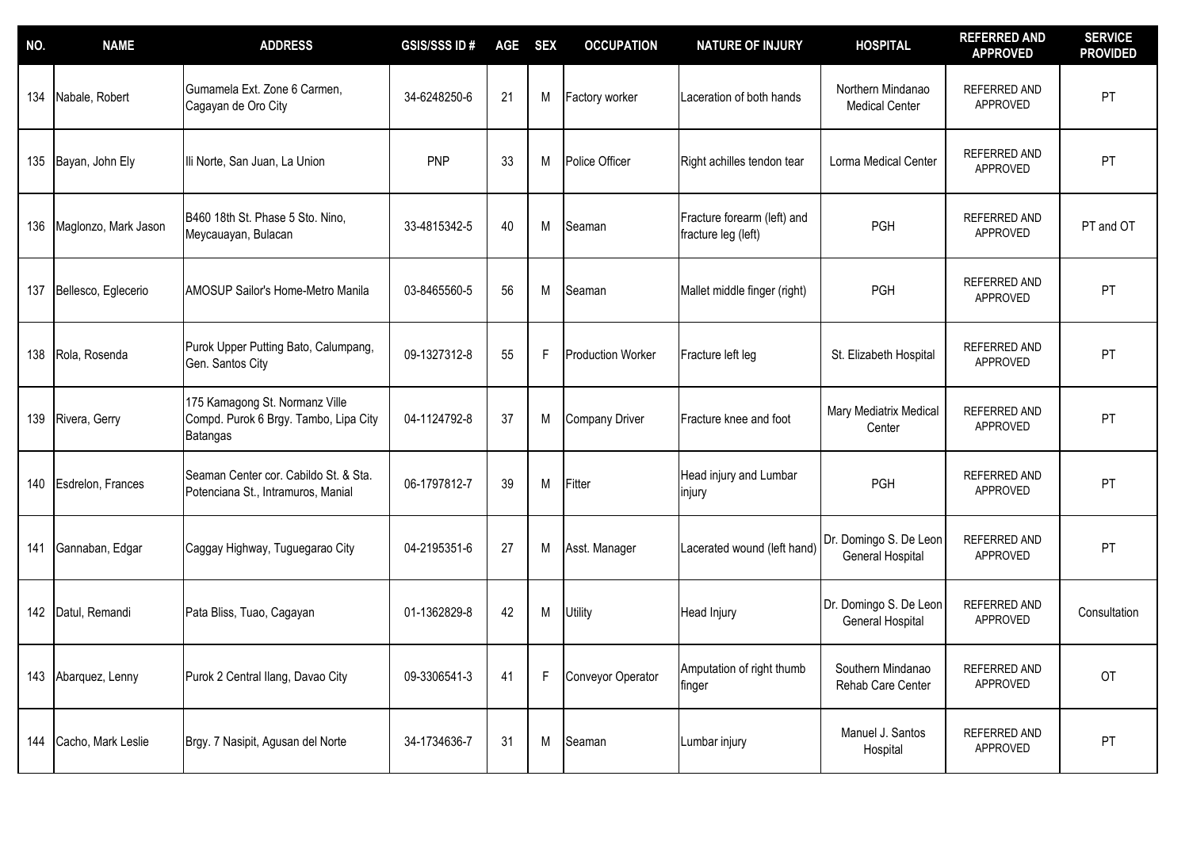| NO. | NAME | ADDRESS | GSIS/SSS ID # | AGE | SEX | OCCUPATION | NATURE OF INJURY | HOSPITAL | REFERRED AND APPROVED | SERVICE PROVIDED |
|---|---|---|---|---|---|---|---|---|---|---|
| 134 | Nabale, Robert | Gumamela Ext. Zone 6 Carmen, Cagayan de Oro City | 34-6248250-6 | 21 | M | Factory worker | Laceration of both hands | Northern Mindanao Medical Center | REFERRED AND APPROVED | PT |
| 135 | Bayan, John Ely | Ili Norte, San Juan, La Union | PNP | 33 | M | Police Officer | Right achilles tendon tear | Lorma Medical Center | REFERRED AND APPROVED | PT |
| 136 | Maglonzo, Mark Jason | B460 18th St. Phase 5 Sto. Nino, Meycauayan, Bulacan | 33-4815342-5 | 40 | M | Seaman | Fracture forearm (left) and fracture leg (left) | PGH | REFERRED AND APPROVED | PT and OT |
| 137 | Bellesco, Eglecerio | AMOSUP Sailor's Home-Metro Manila | 03-8465560-5 | 56 | M | Seaman | Mallet middle finger (right) | PGH | REFERRED AND APPROVED | PT |
| 138 | Rola, Rosenda | Purok Upper Putting Bato, Calumpang, Gen. Santos City | 09-1327312-8 | 55 | F | Production Worker | Fracture left leg | St. Elizabeth Hospital | REFERRED AND APPROVED | PT |
| 139 | Rivera, Gerry | 175 Kamagong St. Normanz Ville Compd. Purok 6 Brgy. Tambo, Lipa City Batangas | 04-1124792-8 | 37 | M | Company Driver | Fracture knee and foot | Mary Mediatrix Medical Center | REFERRED AND APPROVED | PT |
| 140 | Esdrelon, Frances | Seaman Center cor. Cabildo St. & Sta. Potenciana St., Intramuros, Manial | 06-1797812-7 | 39 | M | Fitter | Head injury and Lumbar injury | PGH | REFERRED AND APPROVED | PT |
| 141 | Gannaban, Edgar | Caggay Highway, Tuguegarao City | 04-2195351-6 | 27 | M | Asst. Manager | Lacerated wound (left hand) | Dr. Domingo S. De Leon General Hospital | REFERRED AND APPROVED | PT |
| 142 | Datul, Remandi | Pata Bliss, Tuao, Cagayan | 01-1362829-8 | 42 | M | Utility | Head Injury | Dr. Domingo S. De Leon General Hospital | REFERRED AND APPROVED | Consultation |
| 143 | Abarquez, Lenny | Purok 2 Central Ilang, Davao City | 09-3306541-3 | 41 | F | Conveyor Operator | Amputation of right thumb finger | Southern Mindanao Rehab Care Center | REFERRED AND APPROVED | OT |
| 144 | Cacho, Mark Leslie | Brgy. 7 Nasipit, Agusan del Norte | 34-1734636-7 | 31 | M | Seaman | Lumbar injury | Manuel J. Santos Hospital | REFERRED AND APPROVED | PT |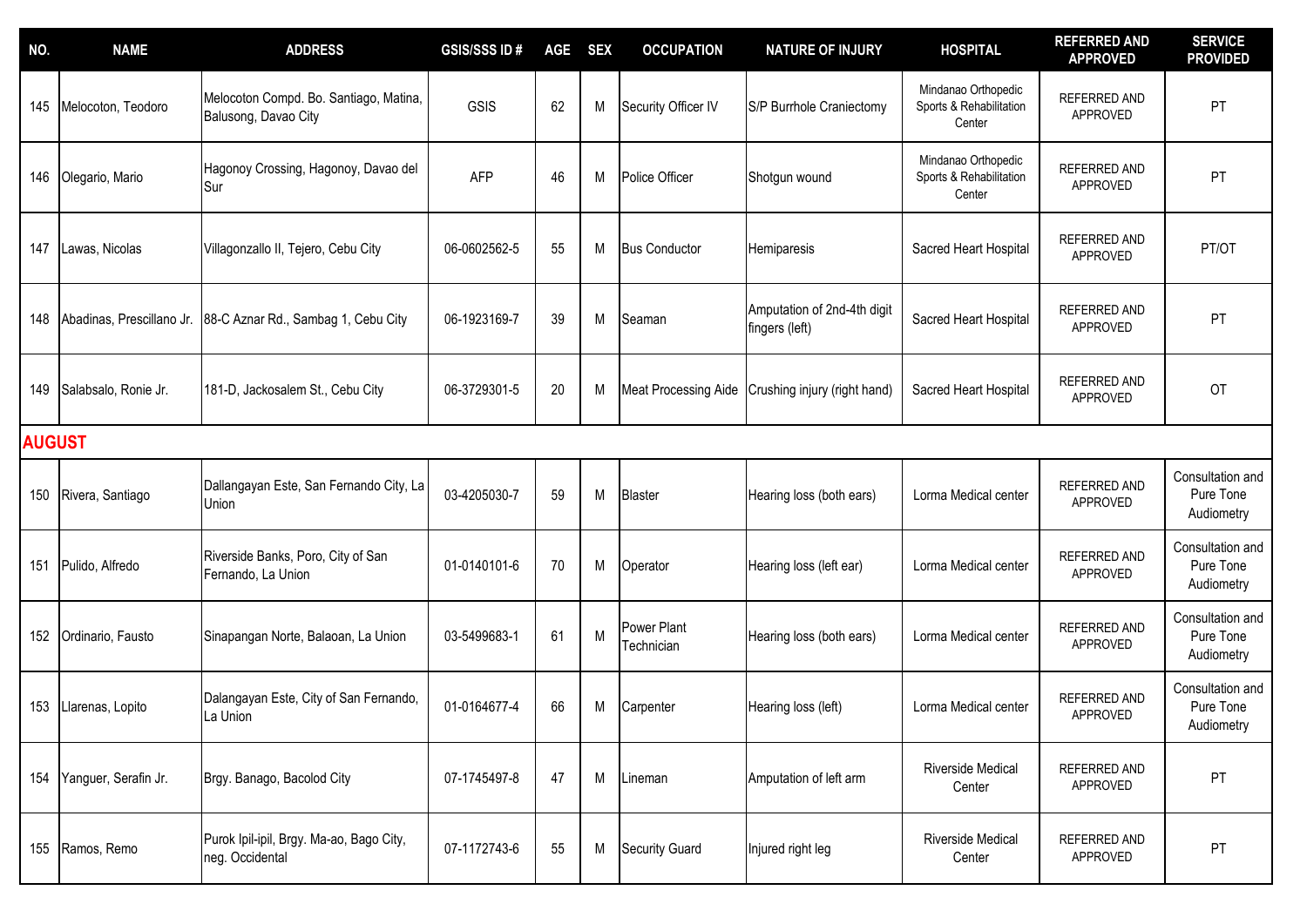| NO. | NAME | ADDRESS | GSIS/SSS ID # | AGE | SEX | OCCUPATION | NATURE OF INJURY | HOSPITAL | REFERRED AND APPROVED | SERVICE PROVIDED |
|---|---|---|---|---|---|---|---|---|---|---|
| 145 | Melocoton, Teodoro | Melocoton Compd. Bo. Santiago, Matina, Balusong, Davao City | GSIS | 62 | M | Security Officer IV | S/P Burrhole Craniectomy | Mindanao Orthopedic Sports & Rehabilitation Center | REFERRED AND APPROVED | PT |
| 146 | Olegario, Mario | Hagonoy Crossing, Hagonoy, Davao del Sur | AFP | 46 | M | Police Officer | Shotgun wound | Mindanao Orthopedic Sports & Rehabilitation Center | REFERRED AND APPROVED | PT |
| 147 | Lawas, Nicolas | Villagonzallo II, Tejero, Cebu City | 06-0602562-5 | 55 | M | Bus Conductor | Hemiparesis | Sacred Heart Hospital | REFERRED AND APPROVED | PT/OT |
| 148 | Abadinas, Prescillano Jr. | 88-C Aznar Rd., Sambag 1, Cebu City | 06-1923169-7 | 39 | M | Seaman | Amputation of 2nd-4th digit fingers (left) | Sacred Heart Hospital | REFERRED AND APPROVED | PT |
| 149 | Salabsalo, Ronie Jr. | 181-D, Jackosalem St., Cebu City | 06-3729301-5 | 20 | M | Meat Processing Aide | Crushing injury (right hand) | Sacred Heart Hospital | REFERRED AND APPROVED | OT |
| **AUGUST** | | | | | | | | | | |
| 150 | Rivera, Santiago | Dallangayan Este, San Fernando City, La Union | 03-4205030-7 | 59 | M | Blaster | Hearing loss (both ears) | Lorma Medical center | REFERRED AND APPROVED | Consultation and Pure Tone Audiometry |
| 151 | Pulido, Alfredo | Riverside Banks, Poro, City of San Fernando, La Union | 01-0140101-6 | 70 | M | Operator | Hearing loss (left ear) | Lorma Medical center | REFERRED AND APPROVED | Consultation and Pure Tone Audiometry |
| 152 | Ordinario, Fausto | Sinapangan Norte, Balaoan, La Union | 03-5499683-1 | 61 | M | Power Plant Technician | Hearing loss (both ears) | Lorma Medical center | REFERRED AND APPROVED | Consultation and Pure Tone Audiometry |
| 153 | Llarenas, Lopito | Dalangayan Este, City of San Fernando, La Union | 01-0164677-4 | 66 | M | Carpenter | Hearing loss (left) | Lorma Medical center | REFERRED AND APPROVED | Consultation and Pure Tone Audiometry |
| 154 | Yanguer, Serafin Jr. | Brgy. Banago, Bacolod City | 07-1745497-8 | 47 | M | Lineman | Amputation of left arm | Riverside Medical Center | REFERRED AND APPROVED | PT |
| 155 | Ramos, Remo | Purok Ipil-ipil, Brgy. Ma-ao, Bago City, neg. Occidental | 07-1172743-6 | 55 | M | Security Guard | Injured right leg | Riverside Medical Center | REFERRED AND APPROVED | PT |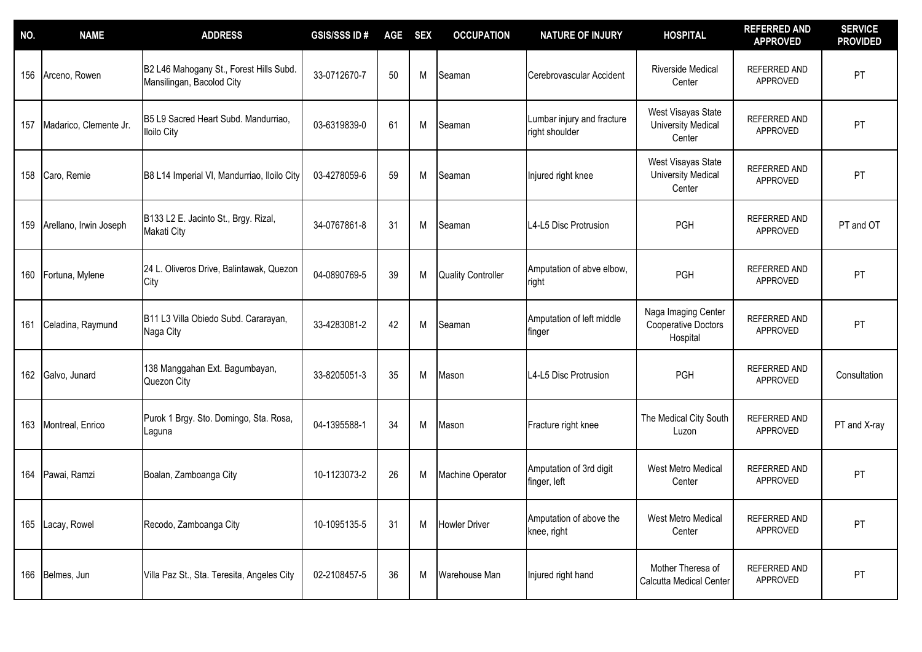| NO. | NAME | ADDRESS | GSIS/SSS ID # | AGE | SEX | OCCUPATION | NATURE OF INJURY | HOSPITAL | REFERRED AND APPROVED | SERVICE PROVIDED |
|---|---|---|---|---|---|---|---|---|---|---|
| 156 | Arceno, Rowen | B2 L46 Mahogany St., Forest Hills Subd. Mansilingan, Bacolod City | 33-0712670-7 | 50 | M | Seaman | Cerebrovascular Accident | Riverside Medical Center | REFERRED AND APPROVED | PT |
| 157 | Madarico, Clemente Jr. | B5 L9 Sacred Heart Subd. Mandurriao, Iloilo City | 03-6319839-0 | 61 | M | Seaman | Lumbar injury and fracture right shoulder | West Visayas State University Medical Center | REFERRED AND APPROVED | PT |
| 158 | Caro, Remie | B8 L14 Imperial VI, Mandurriao, Iloilo City | 03-4278059-6 | 59 | M | Seaman | Injured right knee | West Visayas State University Medical Center | REFERRED AND APPROVED | PT |
| 159 | Arellano, Irwin Joseph | B133 L2 E. Jacinto St., Brgy. Rizal, Makati City | 34-0767861-8 | 31 | M | Seaman | L4-L5 Disc Protrusion | PGH | REFERRED AND APPROVED | PT and OT |
| 160 | Fortuna, Mylene | 24 L. Oliveros Drive, Balintawak, Quezon City | 04-0890769-5 | 39 | M | Quality Controller | Amputation of abve elbow, right | PGH | REFERRED AND APPROVED | PT |
| 161 | Celadina, Raymund | B11 L3 Villa Obiedo Subd. Cararayan, Naga City | 33-4283081-2 | 42 | M | Seaman | Amputation of left middle finger | Naga Imaging Center Cooperative Doctors Hospital | REFERRED AND APPROVED | PT |
| 162 | Galvo, Junard | 138 Manggahan Ext. Bagumbayan, Quezon City | 33-8205051-3 | 35 | M | Mason | L4-L5 Disc Protrusion | PGH | REFERRED AND APPROVED | Consultation |
| 163 | Montreal, Enrico | Purok 1 Brgy. Sto. Domingo, Sta. Rosa, Laguna | 04-1395588-1 | 34 | M | Mason | Fracture right knee | The Medical City South Luzon | REFERRED AND APPROVED | PT and X-ray |
| 164 | Pawai, Ramzi | Boalan, Zamboanga City | 10-1123073-2 | 26 | M | Machine Operator | Amputation of 3rd digit finger, left | West Metro Medical Center | REFERRED AND APPROVED | PT |
| 165 | Lacay, Rowel | Recodo, Zamboanga City | 10-1095135-5 | 31 | M | Howler Driver | Amputation of above the knee, right | West Metro Medical Center | REFERRED AND APPROVED | PT |
| 166 | Belmes, Jun | Villa Paz St., Sta. Teresita, Angeles City | 02-2108457-5 | 36 | M | Warehouse Man | Injured right hand | Mother Theresa of Calcutta Medical Center | REFERRED AND APPROVED | PT |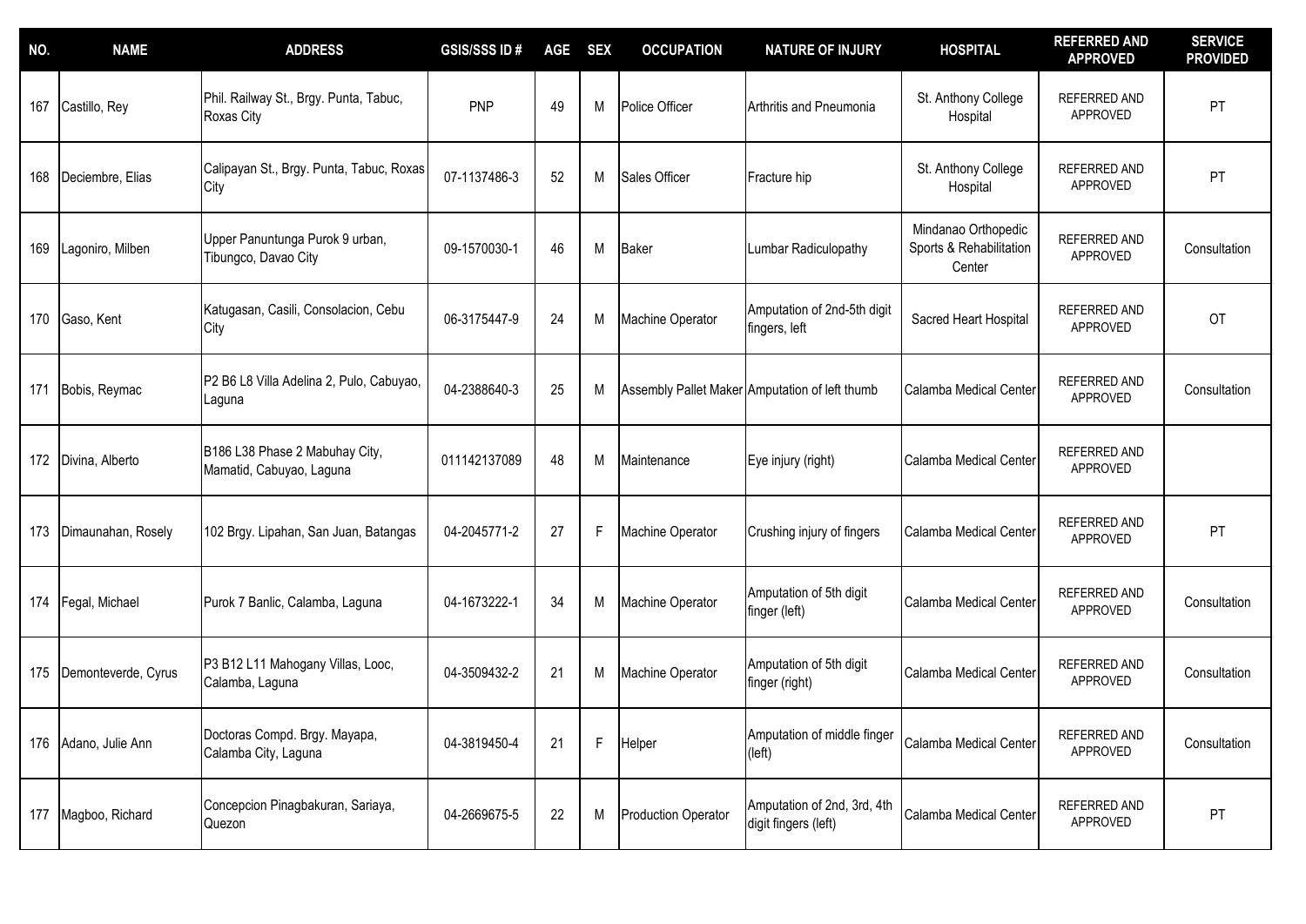| NO. | NAME | ADDRESS | GSIS/SSS ID # | AGE | SEX | OCCUPATION | NATURE OF INJURY | HOSPITAL | REFERRED AND APPROVED | SERVICE PROVIDED |
|---|---|---|---|---|---|---|---|---|---|---|
| 167 | Castillo, Rey | Phil. Railway St., Brgy. Punta, Tabuc, Roxas City | PNP | 49 | M | Police Officer | Arthritis and Pneumonia | St. Anthony College Hospital | REFERRED AND APPROVED | PT |
| 168 | Deciembre, Elias | Calipayan St., Brgy. Punta, Tabuc, Roxas City | 07-1137486-3 | 52 | M | Sales Officer | Fracture hip | St. Anthony College Hospital | REFERRED AND APPROVED | PT |
| 169 | Lagoniro, Milben | Upper Panuntunga Purok 9 urban, Tibungco, Davao City | 09-1570030-1 | 46 | M | Baker | Lumbar Radiculopathy | Mindanao Orthopedic Sports & Rehabilitation Center | REFERRED AND APPROVED | Consultation |
| 170 | Gaso, Kent | Katugasan, Casili, Consolacion, Cebu City | 06-3175447-9 | 24 | M | Machine Operator | Amputation of 2nd-5th digit fingers, left | Sacred Heart Hospital | REFERRED AND APPROVED | OT |
| 171 | Bobis, Reymac | P2 B6 L8 Villa Adelina 2, Pulo, Cabuyao, Laguna | 04-2388640-3 | 25 | M | Assembly Pallet Maker | Amputation of left thumb | Calamba Medical Center | REFERRED AND APPROVED | Consultation |
| 172 | Divina, Alberto | B186 L38 Phase 2 Mabuhay City, Mamatid, Cabuyao, Laguna | 011142137089 | 48 | M | Maintenance | Eye injury (right) | Calamba Medical Center | REFERRED AND APPROVED | |
| 173 | Dimaunahan, Rosely | 102 Brgy. Lipahan, San Juan, Batangas | 04-2045771-2 | 27 | F | Machine Operator | Crushing injury of fingers | Calamba Medical Center | REFERRED AND APPROVED | PT |
| 174 | Fegal, Michael | Purok 7 Banlic, Calamba, Laguna | 04-1673222-1 | 34 | M | Machine Operator | Amputation of 5th digit finger (left) | Calamba Medical Center | REFERRED AND APPROVED | Consultation |
| 175 | Demonteverde, Cyrus | P3 B12 L11 Mahogany Villas, Looc, Calamba, Laguna | 04-3509432-2 | 21 | M | Machine Operator | Amputation of 5th digit finger (right) | Calamba Medical Center | REFERRED AND APPROVED | Consultation |
| 176 | Adano, Julie Ann | Doctoras Compd. Brgy. Mayapa, Calamba City, Laguna | 04-3819450-4 | 21 | F | Helper | Amputation of middle finger (left) | Calamba Medical Center | REFERRED AND APPROVED | Consultation |
| 177 | Magboo, Richard | Concepcion Pinagbakuran, Sariaya, Quezon | 04-2669675-5 | 22 | M | Production Operator | Amputation of 2nd, 3rd, 4th digit fingers (left) | Calamba Medical Center | REFERRED AND APPROVED | PT |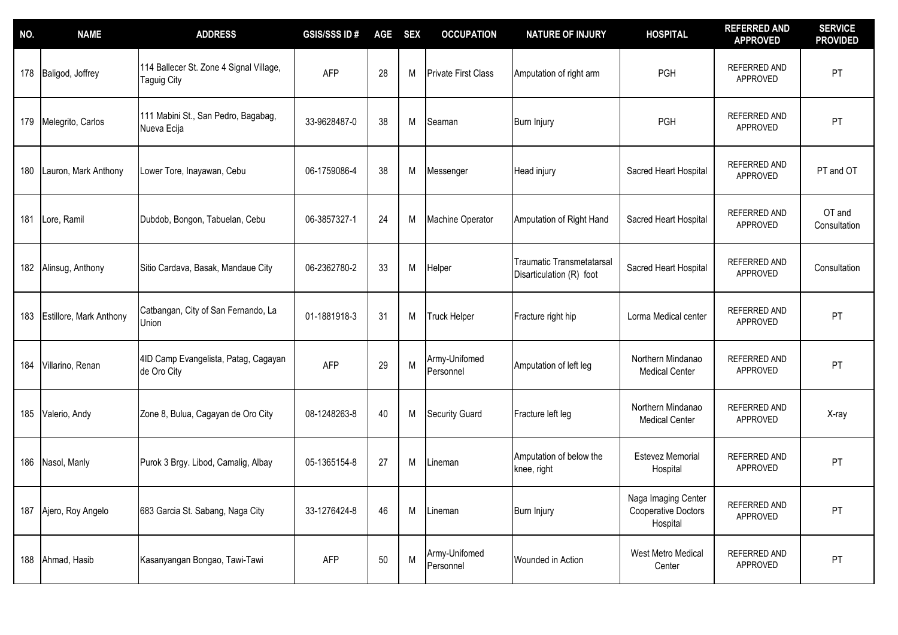| NO. | NAME | ADDRESS | GSIS/SSS ID # | AGE | SEX | OCCUPATION | NATURE OF INJURY | HOSPITAL | REFERRED AND APPROVED | SERVICE PROVIDED |
|---|---|---|---|---|---|---|---|---|---|---|
| 178 | Baligod, Joffrey | 114 Ballecer St. Zone 4 Signal Village, Taguig City | AFP | 28 | M | Private First Class | Amputation of right arm | PGH | REFERRED AND APPROVED | PT |
| 179 | Melegrito, Carlos | 111 Mabini St., San Pedro, Bagabag, Nueva Ecija | 33-9628487-0 | 38 | M | Seaman | Burn Injury | PGH | REFERRED AND APPROVED | PT |
| 180 | Lauron, Mark Anthony | Lower Tore, Inayawan, Cebu | 06-1759086-4 | 38 | M | Messenger | Head injury | Sacred Heart Hospital | REFERRED AND APPROVED | PT and OT |
| 181 | Lore, Ramil | Dubdob, Bongon, Tabuelan, Cebu | 06-3857327-1 | 24 | M | Machine Operator | Amputation of Right Hand | Sacred Heart Hospital | REFERRED AND APPROVED | OT and Consultation |
| 182 | Alinsug, Anthony | Sitio Cardava, Basak, Mandaue City | 06-2362780-2 | 33 | M | Helper | Traumatic Transmetatarsal Disarticulation (R) foot | Sacred Heart Hospital | REFERRED AND APPROVED | Consultation |
| 183 | Estillore, Mark Anthony | Catbangan, City of San Fernando, La Union | 01-1881918-3 | 31 | M | Truck Helper | Fracture right hip | Lorma Medical center | REFERRED AND APPROVED | PT |
| 184 | Villarino, Renan | 4ID Camp Evangelista, Patag, Cagayan de Oro City | AFP | 29 | M | Army-Unifomed Personnel | Amputation of left leg | Northern Mindanao Medical Center | REFERRED AND APPROVED | PT |
| 185 | Valerio, Andy | Zone 8, Bulua, Cagayan de Oro City | 08-1248263-8 | 40 | M | Security Guard | Fracture left leg | Northern Mindanao Medical Center | REFERRED AND APPROVED | X-ray |
| 186 | Nasol, Manly | Purok 3 Brgy. Libod, Camalig, Albay | 05-1365154-8 | 27 | M | Lineman | Amputation of below the knee, right | Estevez Memorial Hospital | REFERRED AND APPROVED | PT |
| 187 | Ajero, Roy Angelo | 683 Garcia St. Sabang, Naga City | 33-1276424-8 | 46 | M | Lineman | Burn Injury | Naga Imaging Center Cooperative Doctors Hospital | REFERRED AND APPROVED | PT |
| 188 | Ahmad, Hasib | Kasanyangan Bongao, Tawi-Tawi | AFP | 50 | M | Army-Unifomed Personnel | Wounded in Action | West Metro Medical Center | REFERRED AND APPROVED | PT |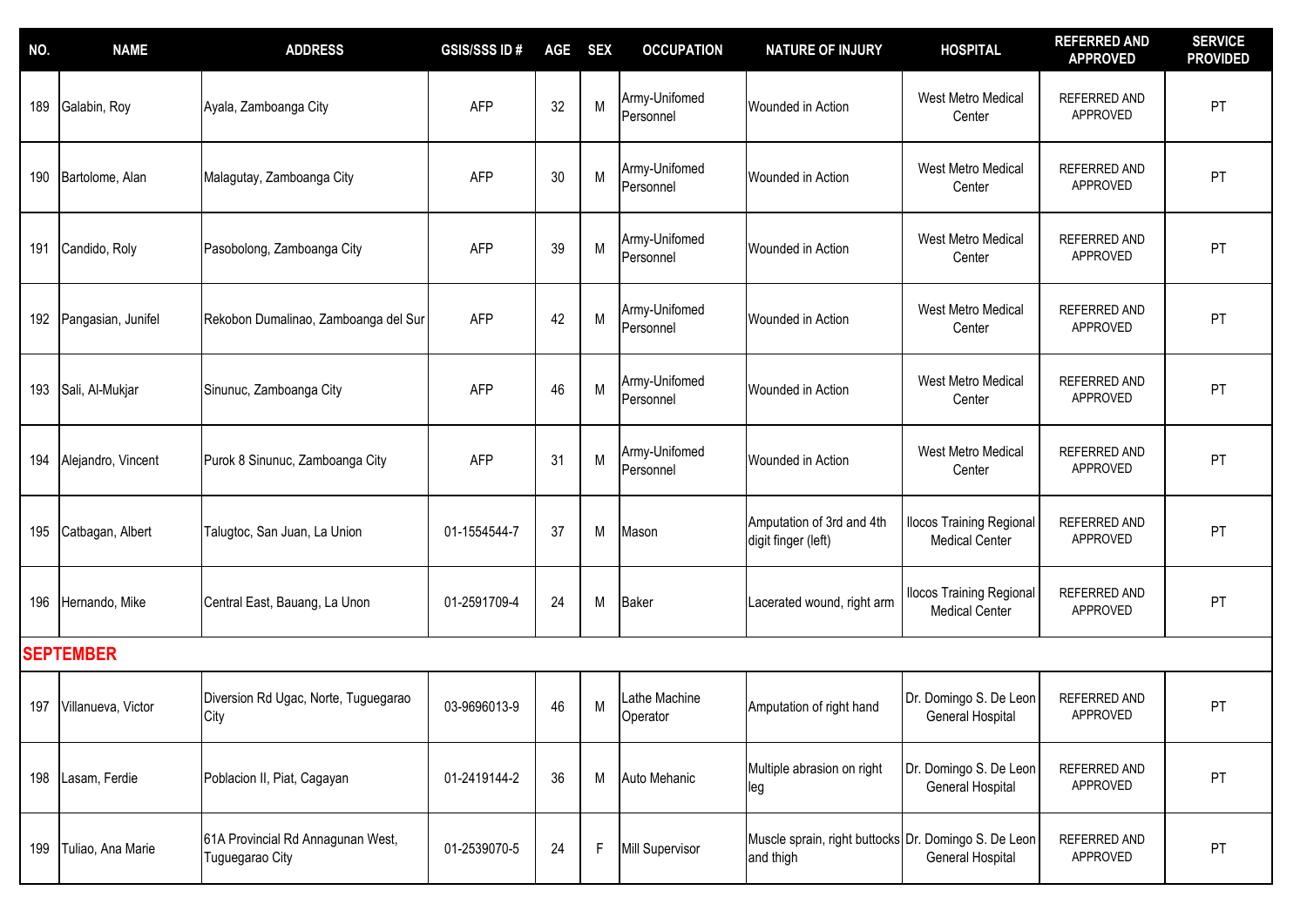| NO. | NAME | ADDRESS | GSIS/SSS ID # | AGE | SEX | OCCUPATION | NATURE OF INJURY | HOSPITAL | REFERRED AND APPROVED | SERVICE PROVIDED |
|---|---|---|---|---|---|---|---|---|---|---|
| 189 | Galabin, Roy | Ayala, Zamboanga City | AFP | 32 | M | Army-Unifomed Personnel | Wounded in Action | West Metro Medical Center | REFERRED AND APPROVED | PT |
| 190 | Bartolome, Alan | Malagutay, Zamboanga City | AFP | 30 | M | Army-Unifomed Personnel | Wounded in Action | West Metro Medical Center | REFERRED AND APPROVED | PT |
| 191 | Candido, Roly | Pasobolong, Zamboanga City | AFP | 39 | M | Army-Unifomed Personnel | Wounded in Action | West Metro Medical Center | REFERRED AND APPROVED | PT |
| 192 | Pangasian, Junifel | Rekobon Dumalinao, Zamboanga del Sur | AFP | 42 | M | Army-Unifomed Personnel | Wounded in Action | West Metro Medical Center | REFERRED AND APPROVED | PT |
| 193 | Sali, Al-Mukjar | Sinunuc, Zamboanga City | AFP | 46 | M | Army-Unifomed Personnel | Wounded in Action | West Metro Medical Center | REFERRED AND APPROVED | PT |
| 194 | Alejandro, Vincent | Purok 8 Sinunuc, Zamboanga City | AFP | 31 | M | Army-Unifomed Personnel | Wounded in Action | West Metro Medical Center | REFERRED AND APPROVED | PT |
| 195 | Catbagan, Albert | Talugtoc, San Juan, La Union | 01-1554544-7 | 37 | M | Mason | Amputation of 3rd and 4th digit finger (left) | Ilocos Training Regional Medical Center | REFERRED AND APPROVED | PT |
| 196 | Hernando, Mike | Central East, Bauang, La Unon | 01-2591709-4 | 24 | M | Baker | Lacerated wound, right arm | Ilocos Training Regional Medical Center | REFERRED AND APPROVED | PT |
| **SEPTEMBER** | | | | | | | | | | |
| 197 | Villanueva, Victor | Diversion Rd Ugac, Norte, Tuguegarao City | 03-9696013-9 | 46 | M | Lathe Machine Operator | Amputation of right hand | Dr. Domingo S. De Leon General Hospital | REFERRED AND APPROVED | PT |
| 198 | Lasam, Ferdie | Poblacion II, Piat, Cagayan | 01-2419144-2 | 36 | M | Auto Mehanic | Multiple abrasion on right leg | Dr. Domingo S. De Leon General Hospital | REFERRED AND APPROVED | PT |
| 199 | Tuliao, Ana Marie | 61A Provincial Rd Annagunan West, Tuguegarao City | 01-2539070-5 | 24 | F | Mill Supervisor | Muscle sprain, right buttocks and thigh | Dr. Domingo S. De Leon General Hospital | REFERRED AND APPROVED | PT |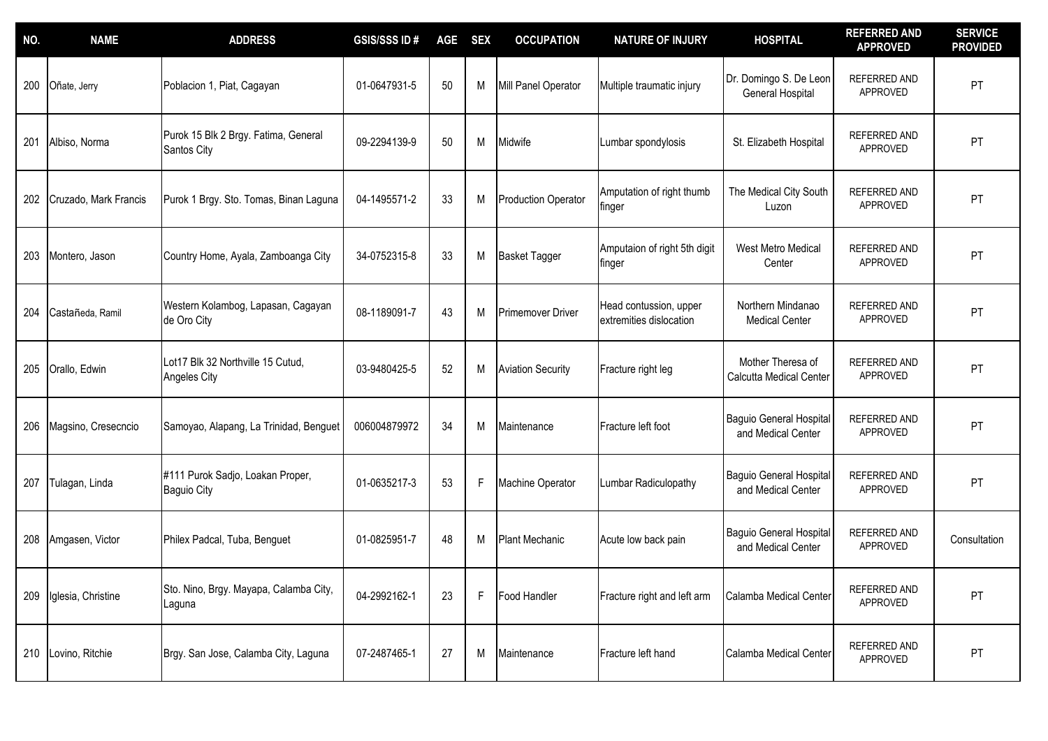| NO. | NAME | ADDRESS | GSIS/SSS ID # | AGE | SEX | OCCUPATION | NATURE OF INJURY | HOSPITAL | REFERRED AND APPROVED | SERVICE PROVIDED |
|---|---|---|---|---|---|---|---|---|---|---|
| 200 | Oñate, Jerry | Poblacion 1, Piat, Cagayan | 01-0647931-5 | 50 | M | Mill Panel Operator | Multiple traumatic injury | Dr. Domingo S. De Leon General Hospital | REFERRED AND APPROVED | PT |
| 201 | Albiso, Norma | Purok 15 Blk 2 Brgy. Fatima, General Santos City | 09-2294139-9 | 50 | M | Midwife | Lumbar spondylosis | St. Elizabeth Hospital | REFERRED AND APPROVED | PT |
| 202 | Cruzado, Mark Francis | Purok 1 Brgy. Sto. Tomas, Binan Laguna | 04-1495571-2 | 33 | M | Production Operator | Amputation of right thumb finger | The Medical City South Luzon | REFERRED AND APPROVED | PT |
| 203 | Montero, Jason | Country Home, Ayala, Zamboanga City | 34-0752315-8 | 33 | M | Basket Tagger | Amputaion of right 5th digit finger | West Metro Medical Center | REFERRED AND APPROVED | PT |
| 204 | Castañeda, Ramil | Western Kolambog, Lapasan, Cagayan de Oro City | 08-1189091-7 | 43 | M | Primemover Driver | Head contussion, upper extremities dislocation | Northern Mindanao Medical Center | REFERRED AND APPROVED | PT |
| 205 | Orallo, Edwin | Lot17 Blk 32 Northville 15 Cutud, Angeles City | 03-9480425-5 | 52 | M | Aviation Security | Fracture right leg | Mother Theresa of Calcutta Medical Center | REFERRED AND APPROVED | PT |
| 206 | Magsino, Cresecncio | Samoyao, Alapang, La Trinidad, Benguet | 006004879972 | 34 | M | Maintenance | Fracture left foot | Baguio General Hospital and Medical Center | REFERRED AND APPROVED | PT |
| 207 | Tulagan, Linda | #111 Purok Sadjo, Loakan Proper, Baguio City | 01-0635217-3 | 53 | F | Machine Operator | Lumbar Radiculopathy | Baguio General Hospital and Medical Center | REFERRED AND APPROVED | PT |
| 208 | Amgasen, Victor | Philex Padcal, Tuba, Benguet | 01-0825951-7 | 48 | M | Plant Mechanic | Acute low back pain | Baguio General Hospital and Medical Center | REFERRED AND APPROVED | Consultation |
| 209 | Iglesia, Christine | Sto. Nino, Brgy. Mayapa, Calamba City, Laguna | 04-2992162-1 | 23 | F | Food Handler | Fracture right and left arm | Calamba Medical Center | REFERRED AND APPROVED | PT |
| 210 | Lovino, Ritchie | Brgy. San Jose, Calamba City, Laguna | 07-2487465-1 | 27 | M | Maintenance | Fracture left hand | Calamba Medical Center | REFERRED AND APPROVED | PT |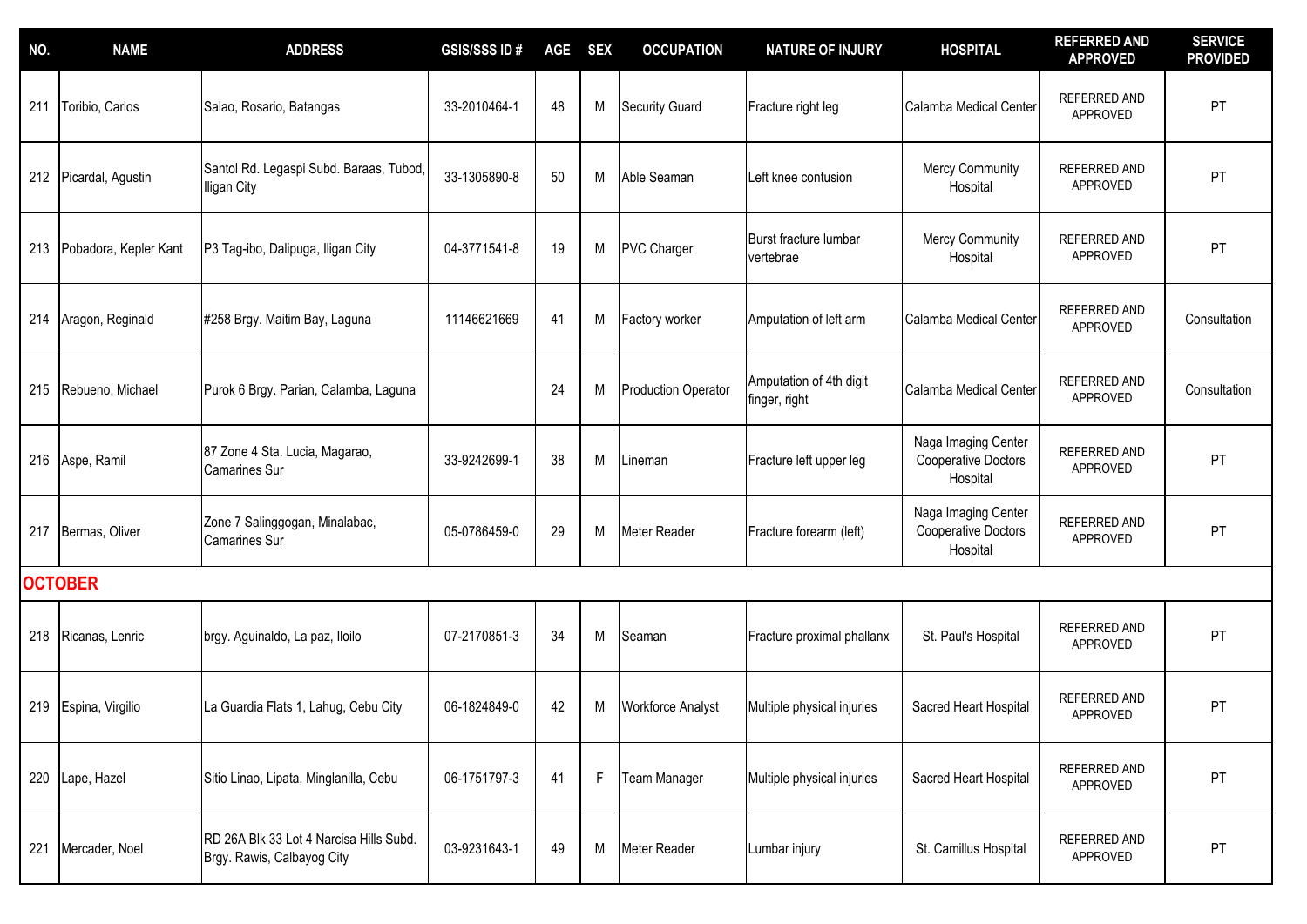| NO. | NAME | ADDRESS | GSIS/SSS ID # | AGE | SEX | OCCUPATION | NATURE OF INJURY | HOSPITAL | REFERRED AND APPROVED | SERVICE PROVIDED |
|---|---|---|---|---|---|---|---|---|---|---|
| 211 | Toribio, Carlos | Salao, Rosario, Batangas | 33-2010464-1 | 48 | M | Security Guard | Fracture right leg | Calamba Medical Center | REFERRED AND APPROVED | PT |
| 212 | Picardal, Agustin | Santol Rd. Legaspi Subd. Baraas, Tubod, Iligan City | 33-1305890-8 | 50 | M | Able Seaman | Left knee contusion | Mercy Community Hospital | REFERRED AND APPROVED | PT |
| 213 | Pobadora, Kepler Kant | P3 Tag-ibo, Dalipuga, Iligan City | 04-3771541-8 | 19 | M | PVC Charger | Burst fracture lumbar vertebrae | Mercy Community Hospital | REFERRED AND APPROVED | PT |
| 214 | Aragon, Reginald | #258 Brgy. Maitim Bay, Laguna | 11146621669 | 41 | M | Factory worker | Amputation of left arm | Calamba Medical Center | REFERRED AND APPROVED | Consultation |
| 215 | Rebueno, Michael | Purok 6 Brgy. Parian, Calamba, Laguna | | 24 | M | Production Operator | Amputation of 4th digit finger, right | Calamba Medical Center | REFERRED AND APPROVED | Consultation |
| 216 | Aspe, Ramil | 87 Zone 4 Sta. Lucia, Magarao, Camarines Sur | 33-9242699-1 | 38 | M | Lineman | Fracture left upper leg | Naga Imaging Center Cooperative Doctors Hospital | REFERRED AND APPROVED | PT |
| 217 | Bermas, Oliver | Zone 7 Salinggogan, Minalabac, Camarines Sur | 05-0786459-0 | 29 | M | Meter Reader | Fracture forearm (left) | Naga Imaging Center Cooperative Doctors Hospital | REFERRED AND APPROVED | PT |
| **OCTOBER** | | | | | | | | | | |
| 218 | Ricanas, Lenric | brgy. Aguinaldo, La paz, Iloilo | 07-2170851-3 | 34 | M | Seaman | Fracture proximal phallanx | St. Paul's Hospital | REFERRED AND APPROVED | PT |
| 219 | Espina, Virgilio | La Guardia Flats 1, Lahug, Cebu City | 06-1824849-0 | 42 | M | Workforce Analyst | Multiple physical injuries | Sacred Heart Hospital | REFERRED AND APPROVED | PT |
| 220 | Lape, Hazel | Sitio Linao, Lipata, Minglanilla, Cebu | 06-1751797-3 | 41 | F | Team Manager | Multiple physical injuries | Sacred Heart Hospital | REFERRED AND APPROVED | PT |
| 221 | Mercader, Noel | RD 26A Blk 33 Lot 4 Narcisa Hills Subd. Brgy. Rawis, Calbayog City | 03-9231643-1 | 49 | M | Meter Reader | Lumbar injury | St. Camillus Hospital | REFERRED AND APPROVED | PT |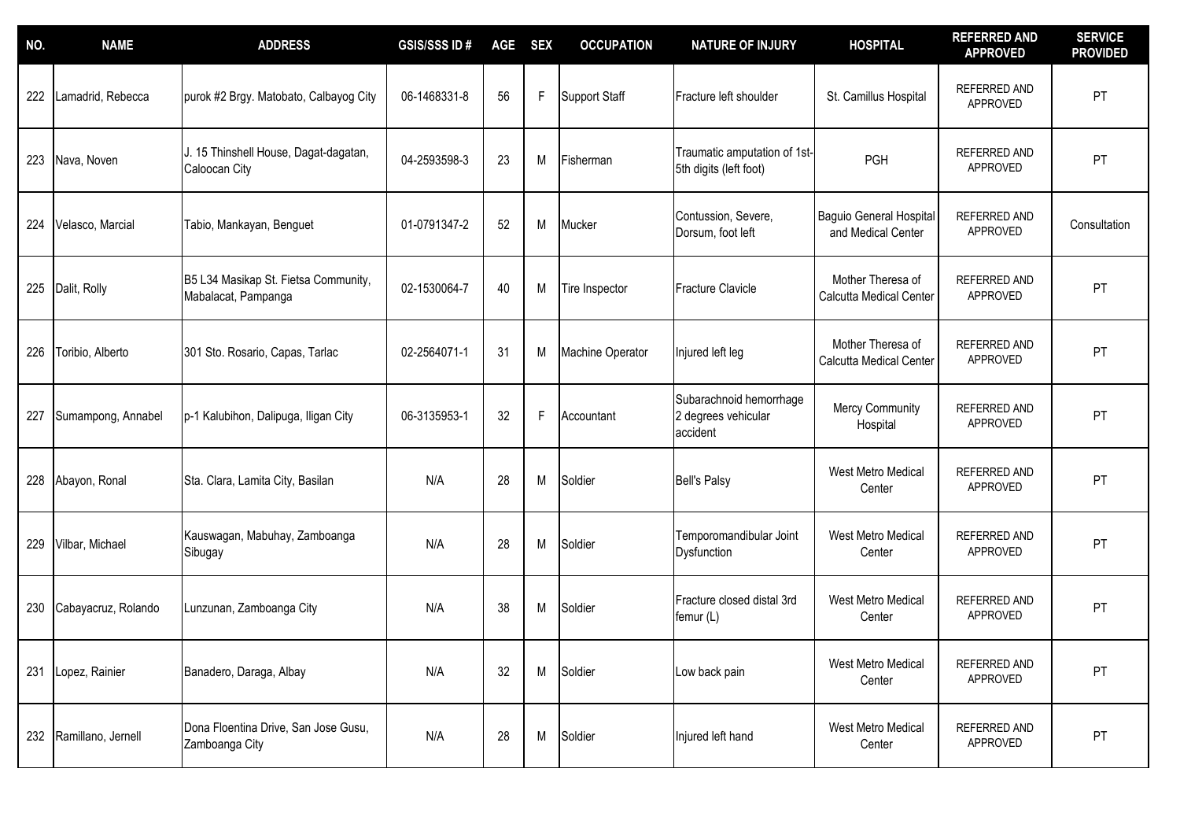| NO. | NAME | ADDRESS | GSIS/SSS ID # | AGE | SEX | OCCUPATION | NATURE OF INJURY | HOSPITAL | REFERRED AND APPROVED | SERVICE PROVIDED |
|---|---|---|---|---|---|---|---|---|---|---|
| 222 | Lamadrid, Rebecca | purok #2 Brgy. Matobato, Calbayog City | 06-1468331-8 | 56 | F | Support Staff | Fracture left shoulder | St. Camillus Hospital | REFERRED AND APPROVED | PT |
| 223 | Nava, Noven | J. 15 Thinshell House, Dagat-dagatan, Caloocan City | 04-2593598-3 | 23 | M | Fisherman | Traumatic amputation of 1st-5th digits (left foot) | PGH | REFERRED AND APPROVED | PT |
| 224 | Velasco, Marcial | Tabio, Mankayan, Benguet | 01-0791347-2 | 52 | M | Mucker | Contussion, Severe, Dorsum, foot left | Baguio General Hospital and Medical Center | REFERRED AND APPROVED | Consultation |
| 225 | Dalit, Rolly | B5 L34 Masikap St. Fietsa Community, Mabalacat, Pampanga | 02-1530064-7 | 40 | M | Tire Inspector | Fracture Clavicle | Mother Theresa of Calcutta Medical Center | REFERRED AND APPROVED | PT |
| 226 | Toribio, Alberto | 301 Sto. Rosario, Capas, Tarlac | 02-2564071-1 | 31 | M | Machine Operator | Injured left leg | Mother Theresa of Calcutta Medical Center | REFERRED AND APPROVED | PT |
| 227 | Sumampong, Annabel | p-1 Kalubihon, Dalipuga, Iligan City | 06-3135953-1 | 32 | F | Accountant | Subarachnoid hemorrhage 2 degrees vehicular accident | Mercy Community Hospital | REFERRED AND APPROVED | PT |
| 228 | Abayon, Ronal | Sta. Clara, Lamita City, Basilan | N/A | 28 | M | Soldier | Bell's Palsy | West Metro Medical Center | REFERRED AND APPROVED | PT |
| 229 | Vilbar, Michael | Kauswagan, Mabuhay, Zamboanga Sibugay | N/A | 28 | M | Soldier | Temporomandibular Joint Dysfunction | West Metro Medical Center | REFERRED AND APPROVED | PT |
| 230 | Cabayacruz, Rolando | Lunzunan, Zamboanga City | N/A | 38 | M | Soldier | Fracture closed distal 3rd femur (L) | West Metro Medical Center | REFERRED AND APPROVED | PT |
| 231 | Lopez, Rainier | Banadero, Daraga, Albay | N/A | 32 | M | Soldier | Low back pain | West Metro Medical Center | REFERRED AND APPROVED | PT |
| 232 | Ramillano, Jernell | Dona Floentina Drive, San Jose Gusu, Zamboanga City | N/A | 28 | M | Soldier | Injured left hand | West Metro Medical Center | REFERRED AND APPROVED | PT |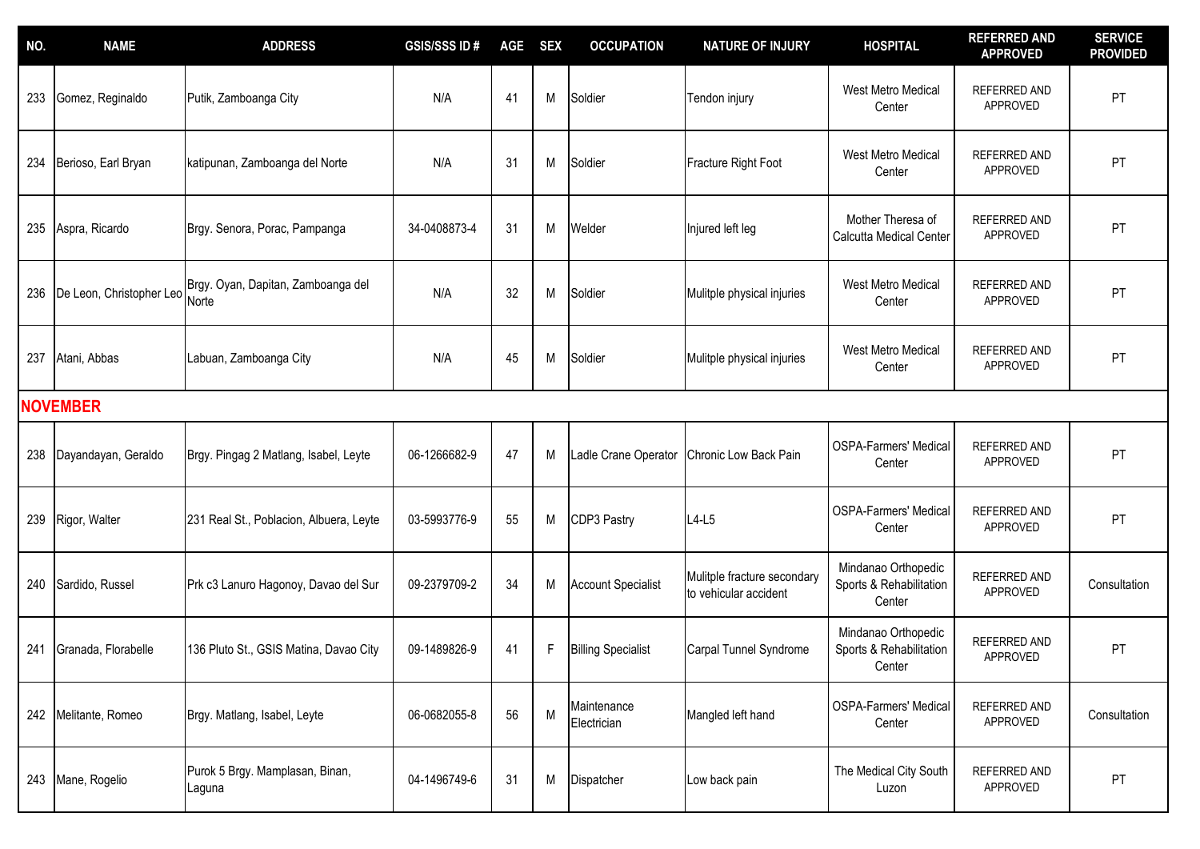| NO. | NAME | ADDRESS | GSIS/SSS ID # | AGE | SEX | OCCUPATION | NATURE OF INJURY | HOSPITAL | REFERRED AND APPROVED | SERVICE PROVIDED |
|---|---|---|---|---|---|---|---|---|---|---|
| 233 | Gomez, Reginaldo | Putik, Zamboanga City | N/A | 41 | M | Soldier | Tendon injury | West Metro Medical Center | REFERRED AND APPROVED | PT |
| 234 | Berioso, Earl Bryan | katipunan, Zamboanga del Norte | N/A | 31 | M | Soldier | Fracture Right Foot | West Metro Medical Center | REFERRED AND APPROVED | PT |
| 235 | Aspra, Ricardo | Brgy. Senora, Porac, Pampanga | 34-0408873-4 | 31 | M | Welder | Injured left leg | Mother Theresa of Calcutta Medical Center | REFERRED AND APPROVED | PT |
| 236 | De Leon, Christopher Leo | Brgy. Oyan, Dapitan, Zamboanga del Norte | N/A | 32 | M | Soldier | Mulitple physical injuries | West Metro Medical Center | REFERRED AND APPROVED | PT |
| 237 | Atani, Abbas | Labuan, Zamboanga City | N/A | 45 | M | Soldier | Mulitple physical injuries | West Metro Medical Center | REFERRED AND APPROVED | PT |
| **NOVEMBER** | | | | | | | | | | |
| 238 | Dayandayan, Geraldo | Brgy. Pingag 2 Matlang, Isabel, Leyte | 06-1266682-9 | 47 | M | Ladle Crane Operator | Chronic Low Back Pain | OSPA-Farmers' Medical Center | REFERRED AND APPROVED | PT |
| 239 | Rigor, Walter | 231 Real St., Poblacion, Albuera, Leyte | 03-5993776-9 | 55 | M | CDP3 Pastry | L4-L5 | OSPA-Farmers' Medical Center | REFERRED AND APPROVED | PT |
| 240 | Sardido, Russel | Prk c3 Lanuro Hagonoy, Davao del Sur | 09-2379709-2 | 34 | M | Account Specialist | Mulitple fracture secondary to vehicular accident | Mindanao Orthopedic Sports & Rehabilitation Center | REFERRED AND APPROVED | Consultation |
| 241 | Granada, Florabelle | 136 Pluto St., GSIS Matina, Davao City | 09-1489826-9 | 41 | F | Billing Specialist | Carpal Tunnel Syndrome | Mindanao Orthopedic Sports & Rehabilitation Center | REFERRED AND APPROVED | PT |
| 242 | Melitante, Romeo | Brgy. Matlang, Isabel, Leyte | 06-0682055-8 | 56 | M | Maintenance Electrician | Mangled left hand | OSPA-Farmers' Medical Center | REFERRED AND APPROVED | Consultation |
| 243 | Mane, Rogelio | Purok 5 Brgy. Mamplasan, Binan, Laguna | 04-1496749-6 | 31 | M | Dispatcher | Low back pain | The Medical City South Luzon | REFERRED AND APPROVED | PT |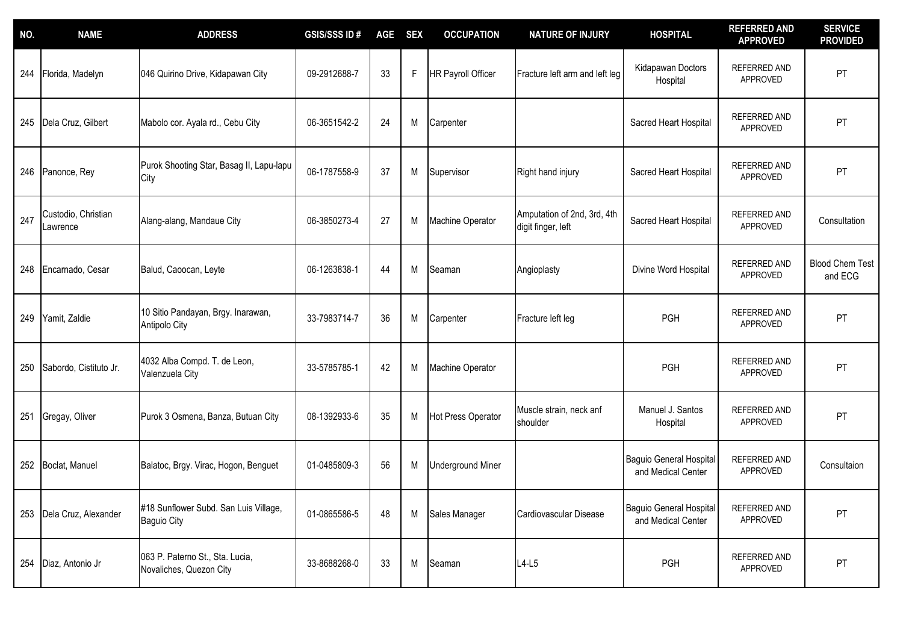| NO. | NAME | ADDRESS | GSIS/SSS ID # | AGE | SEX | OCCUPATION | NATURE OF INJURY | HOSPITAL | REFERRED AND APPROVED | SERVICE PROVIDED |
|---|---|---|---|---|---|---|---|---|---|---|
| 244 | Florida, Madelyn | 046 Quirino Drive, Kidapawan City | 09-2912688-7 | 33 | F | HR Payroll Officer | Fracture left arm and left leg | Kidapawan Doctors Hospital | REFERRED AND APPROVED | PT |
| 245 | Dela Cruz, Gilbert | Mabolo cor. Ayala rd., Cebu City | 06-3651542-2 | 24 | M | Carpenter | | Sacred Heart Hospital | REFERRED AND APPROVED | PT |
| 246 | Panonce, Rey | Purok Shooting Star, Basag II, Lapu-lapu City | 06-1787558-9 | 37 | M | Supervisor | Right hand injury | Sacred Heart Hospital | REFERRED AND APPROVED | PT |
| 247 | Custodio, Christian Lawrence | Alang-alang, Mandaue City | 06-3850273-4 | 27 | M | Machine Operator | Amputation of 2nd, 3rd, 4th digit finger, left | Sacred Heart Hospital | REFERRED AND APPROVED | Consultation |
| 248 | Encarnado, Cesar | Balud, Caoocan, Leyte | 06-1263838-1 | 44 | M | Seaman | Angioplasty | Divine Word Hospital | REFERRED AND APPROVED | Blood Chem Test and ECG |
| 249 | Yamit, Zaldie | 10 Sitio Pandayan, Brgy. Inarawan, Antipolo City | 33-7983714-7 | 36 | M | Carpenter | Fracture left leg | PGH | REFERRED AND APPROVED | PT |
| 250 | Sabordo, Cistituto Jr. | 4032 Alba Compd. T. de Leon, Valenzuela City | 33-5785785-1 | 42 | M | Machine Operator | | PGH | REFERRED AND APPROVED | PT |
| 251 | Gregay, Oliver | Purok 3 Osmena, Banza, Butuan City | 08-1392933-6 | 35 | M | Hot Press Operator | Muscle strain, neck anf shoulder | Manuel J. Santos Hospital | REFERRED AND APPROVED | PT |
| 252 | Boclat, Manuel | Balatoc, Brgy. Virac, Hogon, Benguet | 01-0485809-3 | 56 | M | Underground Miner | | Baguio General Hospital and Medical Center | REFERRED AND APPROVED | Consultaion |
| 253 | Dela Cruz, Alexander | #18 Sunflower Subd. San Luis Village, Baguio City | 01-0865586-5 | 48 | M | Sales Manager | Cardiovascular Disease | Baguio General Hospital and Medical Center | REFERRED AND APPROVED | PT |
| 254 | Diaz, Antonio Jr | 063 P. Paterno St., Sta. Lucia, Novaliches, Quezon City | 33-8688268-0 | 33 | M | Seaman | L4-L5 | PGH | REFERRED AND APPROVED | PT |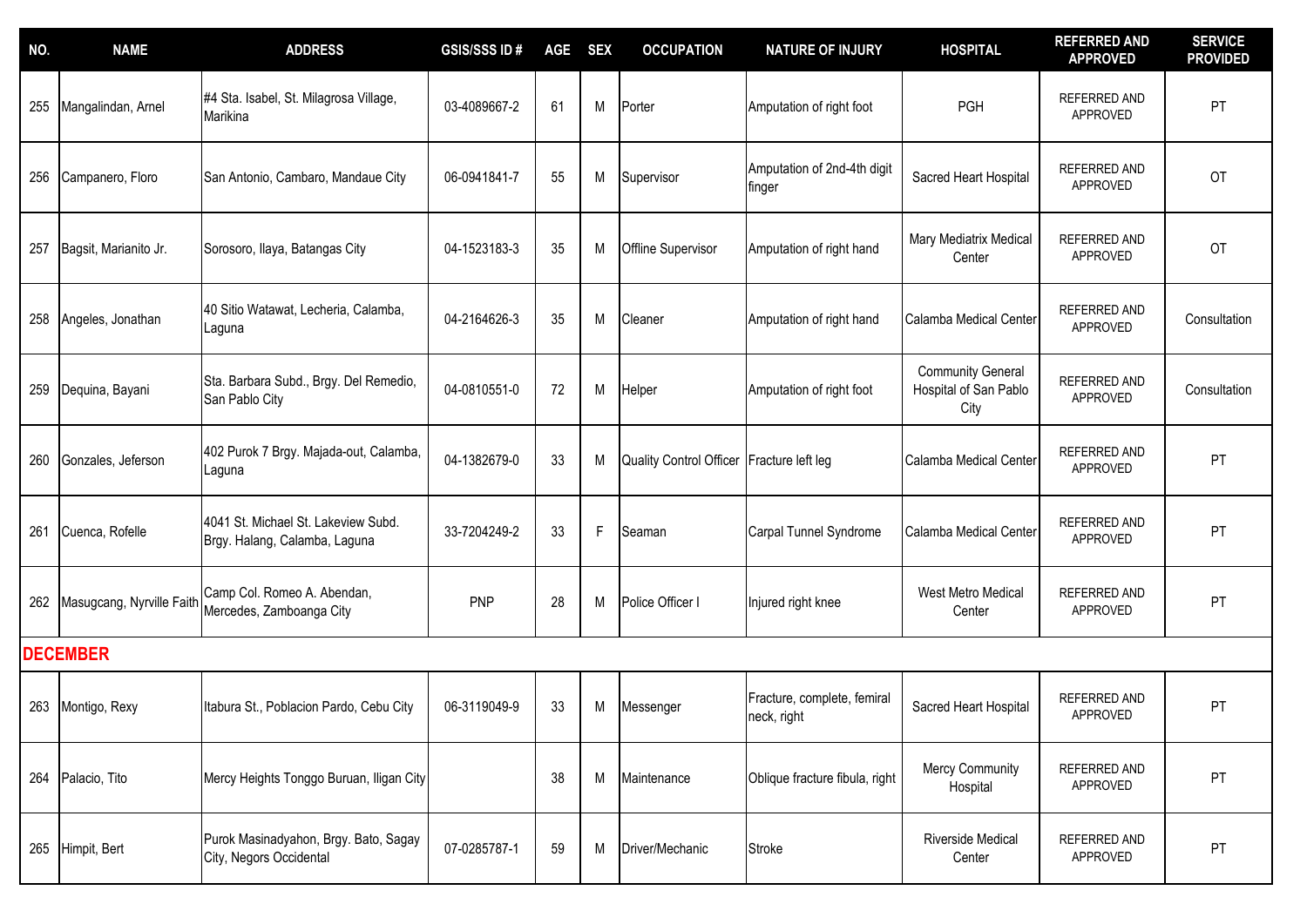| NO. | NAME | ADDRESS | GSIS/SSS ID # | AGE | SEX | OCCUPATION | NATURE OF INJURY | HOSPITAL | REFERRED AND APPROVED | SERVICE PROVIDED |
|---|---|---|---|---|---|---|---|---|---|---|
| 255 | Mangalindan, Arnel | #4 Sta. Isabel, St. Milagrosa Village, Marikina | 03-4089667-2 | 61 | M | Porter | Amputation of right foot | PGH | REFERRED AND APPROVED | PT |
| 256 | Campanero, Floro | San Antonio, Cambaro, Mandaue City | 06-0941841-7 | 55 | M | Supervisor | Amputation of 2nd-4th digit finger | Sacred Heart Hospital | REFERRED AND APPROVED | OT |
| 257 | Bagsit, Marianito Jr. | Sorosoro, Ilaya, Batangas City | 04-1523183-3 | 35 | M | Offline Supervisor | Amputation of right hand | Mary Mediatrix Medical Center | REFERRED AND APPROVED | OT |
| 258 | Angeles, Jonathan | 40 Sitio Watawat, Lecheria, Calamba, Laguna | 04-2164626-3 | 35 | M | Cleaner | Amputation of right hand | Calamba Medical Center | REFERRED AND APPROVED | Consultation |
| 259 | Dequina, Bayani | Sta. Barbara Subd., Brgy. Del Remedio, San Pablo City | 04-0810551-0 | 72 | M | Helper | Amputation of right foot | Community General Hospital of San Pablo City | REFERRED AND APPROVED | Consultation |
| 260 | Gonzales, Jeferson | 402 Purok 7 Brgy. Majada-out, Calamba, Laguna | 04-1382679-0 | 33 | M | Quality Control Officer | Fracture left leg | Calamba Medical Center | REFERRED AND APPROVED | PT |
| 261 | Cuenca, Rofelle | 4041 St. Michael St. Lakeview Subd. Brgy. Halang, Calamba, Laguna | 33-7204249-2 | 33 | F | Seaman | Carpal Tunnel Syndrome | Calamba Medical Center | REFERRED AND APPROVED | PT |
| 262 | Masugcang, Nyrville Faith | Camp Col. Romeo A. Abendan, Mercedes, Zamboanga City | PNP | 28 | M | Police Officer I | Injured right knee | West Metro Medical Center | REFERRED AND APPROVED | PT |
| **DECEMBER** | | | | | | | | | | |
| 263 | Montigo, Rexy | Itabura St., Poblacion Pardo, Cebu City | 06-3119049-9 | 33 | M | Messenger | Fracture, complete, femiral neck, right | Sacred Heart Hospital | REFERRED AND APPROVED | PT |
| 264 | Palacio, Tito | Mercy Heights Tonggo Buruan, Iligan City | | 38 | M | Maintenance | Oblique fracture fibula, right | Mercy Community Hospital | REFERRED AND APPROVED | PT |
| 265 | Himpit, Bert | Purok Masinadyahon, Brgy. Bato, Sagay City, Negors Occidental | 07-0285787-1 | 59 | M | Driver/Mechanic | Stroke | Riverside Medical Center | REFERRED AND APPROVED | PT |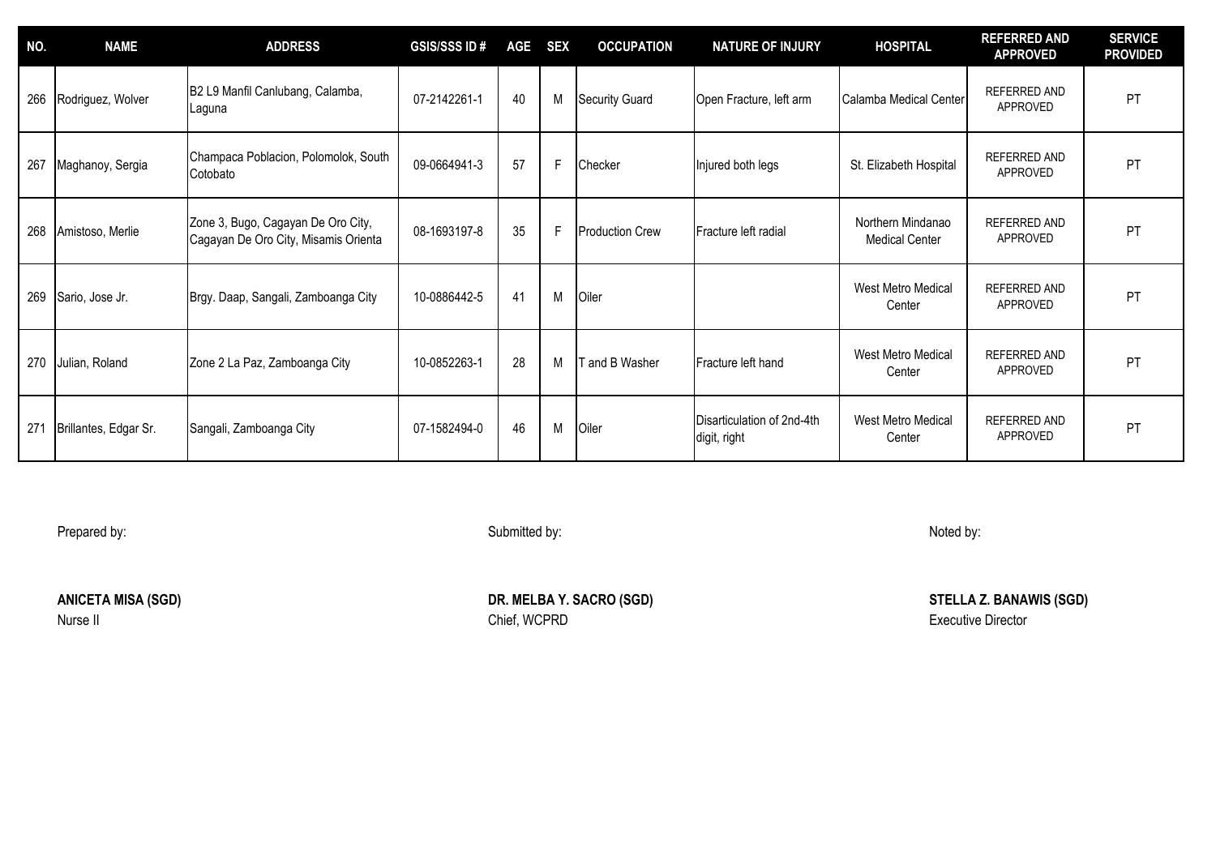| NO. | NAME | ADDRESS | GSIS/SSS ID # | AGE | SEX | OCCUPATION | NATURE OF INJURY | HOSPITAL | REFERRED AND APPROVED | SERVICE PROVIDED |
|---|---|---|---|---|---|---|---|---|---|---|
| 266 | Rodriguez, Wolver | B2 L9 Manfil Canlubang, Calamba, Laguna | 07-2142261-1 | 40 | M | Security Guard | Open Fracture, left arm | Calamba Medical Center | REFERRED AND APPROVED | PT |
| 267 | Maghanoy, Sergia | Champaca Poblacion, Polomolok, South Cotobato | 09-0664941-3 | 57 | F | Checker | Injured both legs | St. Elizabeth Hospital | REFERRED AND APPROVED | PT |
| 268 | Amistoso, Merlie | Zone 3, Bugo, Cagayan De Oro City, Cagayan De Oro City, Misamis Orienta | 08-1693197-8 | 35 | F | Production Crew | Fracture left radial | Northern Mindanao Medical Center | REFERRED AND APPROVED | PT |
| 269 | Sario, Jose Jr. | Brgy. Daap, Sangali, Zamboanga City | 10-0886442-5 | 41 | M | Oiler | | West Metro Medical Center | REFERRED AND APPROVED | PT |
| 270 | Julian, Roland | Zone 2 La Paz, Zamboanga City | 10-0852263-1 | 28 | M | T and B Washer | Fracture left hand | West Metro Medical Center | REFERRED AND APPROVED | PT |
| 271 | Brillantes, Edgar Sr. | Sangali, Zamboanga City | 07-1582494-0 | 46 | M | Oiler | Disarticulation of 2nd-4th digit, right | West Metro Medical Center | REFERRED AND APPROVED | PT |

Prepared by:

**ANICETA MISA (SGD)**
Nurse II

Submitted by:

**DR. MELBA Y. SACRO (SGD)**
Chief, WCPRD

Noted by:

**STELLA Z. BANAWIS (SGD)**
Executive Director